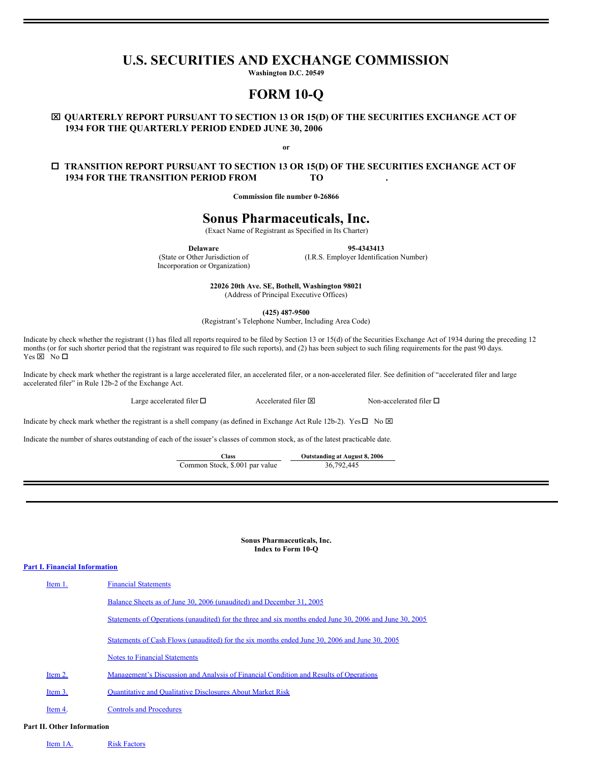# U.S. SECURITIES AND EXCHANGE COMMISSION

**Washington D.C. 20549**

# FORM 10-Q

☒ **QUARTERLY REPORT PURSUANT TO SECTION 13 OR 15(D) OF THE SECURITIES EXCHANGE ACT OF 1934 FOR THE QUARTERLY PERIOD ENDED JUNE 30, 2006**

**or**

☐ **TRANSITION REPORT PURSUANT TO SECTION 13 OR 15(D) OF THE SECURITIES EXCHANGE ACT OF 1934 FOR THE TRANSITION PERIOD FROM TO .**

**Commission file number 0-26866**

# Sonus Pharmaceuticals, Inc.

(Exact Name of Registrant as Specified in Its Charter)

| **Delaware** | **95-4343413** |
|---|---|
| (State or Other Jurisdiction of Incorporation or Organization) | (I.R.S. Employer Identification Number) |

**22026 20th Ave. SE, Bothell, Washington 98021**
(Address of Principal Executive Offices)

**(425) 487-9500**
(Registrant's Telephone Number, Including Area Code)

Indicate by check whether the registrant (1) has filed all reports required to be filed by Section 13 or 15(d) of the Securities Exchange Act of 1934 during the preceding 12 months (or for such shorter period that the registrant was required to file such reports), and (2) has been subject to such filing requirements for the past 90 days. Yes ☒ No ☐

Indicate by check mark whether the registrant is a large accelerated filer, an accelerated filer, or a non-accelerated filer. See definition of "accelerated filer and large accelerated filer" in Rule 12b-2 of the Exchange Act.

Large accelerated filer ☐ Accelerated filer ☒ Non-accelerated filer ☐

Indicate by check mark whether the registrant is a shell company (as defined in Exchange Act Rule 12b-2). Yes ☐ No ☒

Indicate the number of shares outstanding of each of the issuer's classes of common stock, as of the latest practicable date.

| Class | Outstanding at August 8, 2006 |
|---|---|
| Common Stock, $.001 par value | 36,792,445 |

**Sonus Pharmaceuticals, Inc.**
**Index to Form 10-Q**

**Part I. Financial Information**

| | |
|---|---|
| Item 1. | Financial Statements |
| | Balance Sheets as of June 30, 2006 (unaudited) and December 31, 2005 |
| | Statements of Operations (unaudited) for the three and six months ended June 30, 2006 and June 30, 2005 |
| | Statements of Cash Flows (unaudited) for the six months ended June 30, 2006 and June 30, 2005 |
| | Notes to Financial Statements |
| Item 2. | Management's Discussion and Analysis of Financial Condition and Results of Operations |
| Item 3. | Quantitative and Qualitative Disclosures About Market Risk |
| Item 4. | Controls and Procedures |

**Part II. Other Information**

| | |
|---|---|
| Item 1A. | Risk Factors |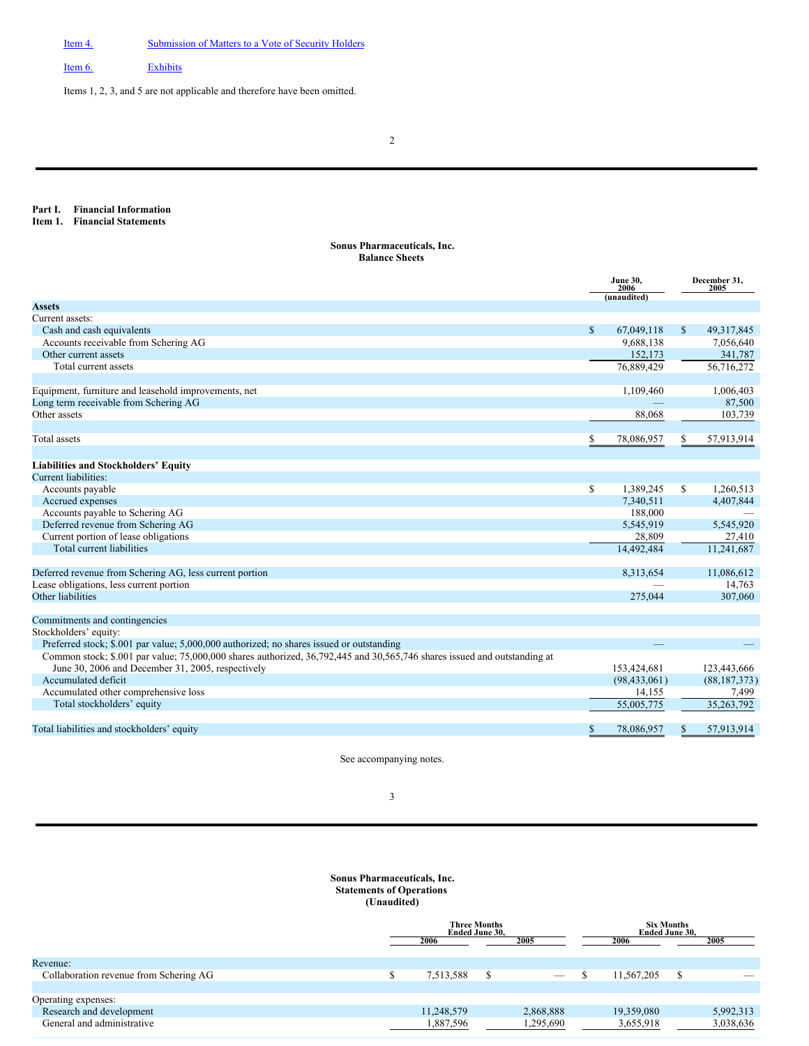[Item 4.](#) [Submission of Matters to a Vote of Security Holders](#)

[Item 6.](#) [Exhibits](#)

Items 1, 2, 3, and 5 are not applicable and therefore have been omitted.

**Part I. Financial Information**

**Item 1. Financial Statements**

**Sonus Pharmaceuticals, Inc.**
**Balance Sheets**

| | June 30, 2006 (unaudited) | December 31, 2005 |
|---|---|---|
| **Assets** | | |
| Current assets: | | |
| Cash and cash equivalents | $ 67,049,118 | $ 49,317,845 |
| Accounts receivable from Schering AG | 9,688,138 | 7,056,640 |
| Other current assets | 152,173 | 341,787 |
| Total current assets | 76,889,429 | 56,716,272 |
| | | |
| Equipment, furniture and leasehold improvements, net | 1,109,460 | 1,006,403 |
| Long term receivable from Schering AG | — | 87,500 |
| Other assets | 88,068 | 103,739 |
| | | |
| Total assets | $ 78,086,957 | $ 57,913,914 |
| | | |
| **Liabilities and Stockholders' Equity** | | |
| Current liabilities: | | |
| Accounts payable | $ 1,389,245 | $ 1,260,513 |
| Accrued expenses | 7,340,511 | 4,407,844 |
| Accounts payable to Schering AG | 188,000 | — |
| Deferred revenue from Schering AG | 5,545,919 | 5,545,920 |
| Current portion of lease obligations | 28,809 | 27,410 |
| Total current liabilities | 14,492,484 | 11,241,687 |
| | | |
| Deferred revenue from Schering AG, less current portion | 8,313,654 | 11,086,612 |
| Lease obligations, less current portion | — | 14,763 |
| Other liabilities | 275,044 | 307,060 |
| | | |
| Commitments and contingencies | | |
| Stockholders' equity: | | |
| Preferred stock; $.001 par value; 5,000,000 authorized; no shares issued or outstanding | — | — |
| Common stock; $.001 par value; 75,000,000 shares authorized, 36,792,445 and 30,565,746 shares issued and outstanding at June 30, 2006 and December 31, 2005, respectively | 153,424,681 | 123,443,666 |
| Accumulated deficit | (98,433,061) | (88,187,373) |
| Accumulated other comprehensive loss | 14,155 | 7,499 |
| Total stockholders' equity | 55,005,775 | 35,263,792 |
| | | |
| Total liabilities and stockholders' equity | $ 78,086,957 | $ 57,913,914 |

See accompanying notes.

**Sonus Pharmaceuticals, Inc.**
**Statements of Operations**
**(Unaudited)**

| | Three Months Ended June 30, | | Six Months Ended June 30, | |
|---|---|---|---|---|
| | 2006 | 2005 | 2006 | 2005 |
| Revenue: | | | | |
| Collaboration revenue from Schering AG | $ 7,513,588 | $ — | $ 11,567,205 | $ — |
| | | | | |
| Operating expenses: | | | | |
| Research and development | 11,248,579 | 2,868,888 | 19,359,080 | 5,992,313 |
| General and administrative | 1,887,596 | 1,295,690 | 3,655,918 | 3,038,636 |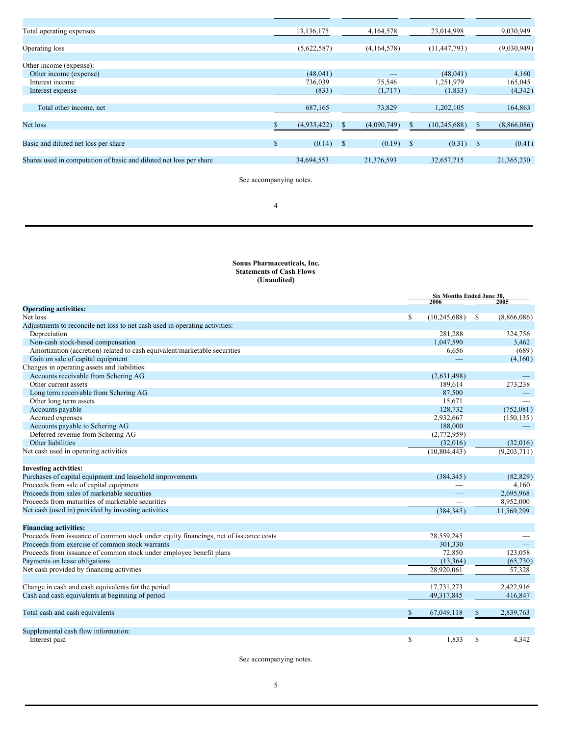| | | | | |
|---|---|---|---|---|
| Total operating expenses | 13,136,175 | 4,164,578 | 23,014,998 | 9,030,949 |
| Operating loss | (5,622,587) | (4,164,578) | (11,447,793) | (9,030,949) |
| Other income (expense): | | | | |
| Other income (expense) | (48,041) | — | (48,041) | 4,160 |
| Interest income | 736,039 | 75,546 | 1,251,979 | 165,045 |
| Interest expense | (833) | (1,717) | (1,833) | (4,342) |
| Total other income, net | 687,165 | 73,829 | 1,202,105 | 164,863 |
| Net loss | $ (4,935,422) | $ (4,090,749) | $ (10,245,688) | $ (8,866,086) |
| Basic and diluted net loss per share | $ (0.14) | $ (0.19) | $ (0.31) | $ (0.41) |
| Shares used in computation of basic and diluted net loss per share | 34,694,553 | 21,376,593 | 32,657,715 | 21,365,230 |

See accompanying notes.

**Sonus Pharmaceuticals, Inc.**
**Statements of Cash Flows**
**(Unaudited)**

| | Six Months Ended June 30, | |
|---|---|---|
| | 2006 | 2005 |
| **Operating activities:** | | |
| Net loss | $ (10,245,688) | $ (8,866,086) |
| Adjustments to reconcile net loss to net cash used in operating activities: | | |
| Depreciation | 281,288 | 324,756 |
| Non-cash stock-based compensation | 1,047,590 | 3,462 |
| Amortization (accretion) related to cash equivalent/marketable securities | 6,656 | (689) |
| Gain on sale of capital equipment | — | (4,160) |
| Changes in operating assets and liabilities: | | |
| Accounts receivable from Schering AG | (2,631,498) | — |
| Other current assets | 189,614 | 273,238 |
| Long term receivable from Schering AG | 87,500 | — |
| Other long term assets | 15,671 | — |
| Accounts payable | 128,732 | (752,081) |
| Accrued expenses | 2,932,667 | (150,135) |
| Accounts payable to Schering AG | 188,000 | — |
| Deferred revenue from Schering AG | (2,772,959) | — |
| Other liabilities | (32,016) | (32,016) |
| Net cash used in operating activities | (10,804,443) | (9,203,711) |
| **Investing activities:** | | |
| Purchases of capital equipment and leasehold improvements | (384,345) | (82,829) |
| Proceeds from sale of capital equipment | — | 4,160 |
| Proceeds from sales of marketable securities | — | 2,695,968 |
| Proceeds from maturities of marketable securities | — | 8,952,000 |
| Net cash (used in) provided by investing activities | (384,345) | 11,569,299 |
| **Financing activities:** | | |
| Proceeds from issuance of common stock under equity financings, net of issuance costs | 28,559,245 | — |
| Proceeds from exercise of common stock warrants | 301,330 | — |
| Proceeds from issuance of common stock under employee benefit plans | 72,850 | 123,058 |
| Payments on lease obligations | (13,364) | (65,730) |
| Net cash provided by financing activities | 28,920,061 | 57,328 |
| Change in cash and cash equivalents for the period | 17,731,273 | 2,422,916 |
| Cash and cash equivalents at beginning of period | 49,317,845 | 416,847 |
| Total cash and cash equivalents | $ 67,049,118 | $ 2,839,763 |
| Supplemental cash flow information: | | |
| Interest paid | $ 1,833 | $ 4,342 |

See accompanying notes.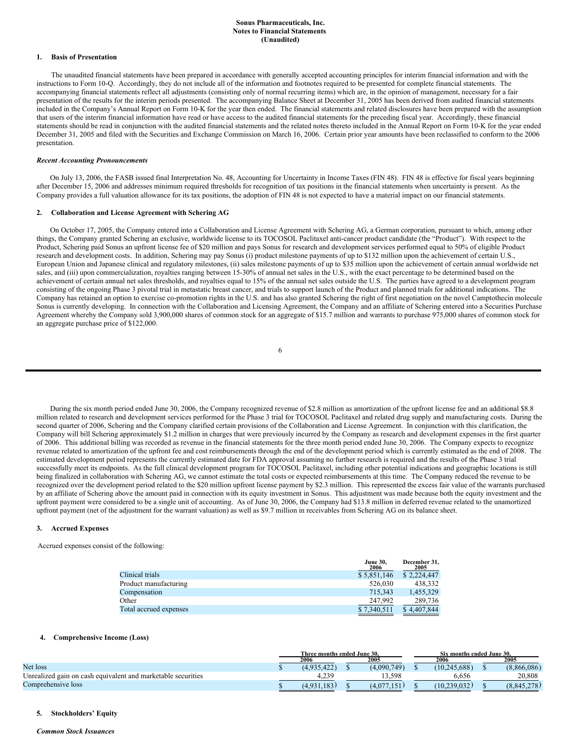# Sonus Pharmaceuticals, Inc.
# Notes to Financial Statements
# (Unaudited)

## 1. Basis of Presentation

The unaudited financial statements have been prepared in accordance with generally accepted accounting principles for interim financial information and with the instructions to Form 10-Q. Accordingly, they do not include all of the information and footnotes required to be presented for complete financial statements. The accompanying financial statements reflect all adjustments (consisting only of normal recurring items) which are, in the opinion of management, necessary for a fair presentation of the results for the interim periods presented. The accompanying Balance Sheet at December 31, 2005 has been derived from audited financial statements included in the Company's Annual Report on Form 10-K for the year then ended. The financial statements and related disclosures have been prepared with the assumption that users of the interim financial information have read or have access to the audited financial statements for the preceding fiscal year. Accordingly, these financial statements should be read in conjunction with the audited financial statements and the related notes thereto included in the Annual Report on Form 10-K for the year ended December 31, 2005 and filed with the Securities and Exchange Commission on March 16, 2006. Certain prior year amounts have been reclassified to conform to the 2006 presentation.

***Recent Accounting Pronouncements***

On July 13, 2006, the FASB issued final Interpretation No. 48, Accounting for Uncertainty in Income Taxes (FIN 48). FIN 48 is effective for fiscal years beginning after December 15, 2006 and addresses minimum required thresholds for recognition of tax positions in the financial statements when uncertainty is present. As the Company provides a full valuation allowance for its tax positions, the adoption of FIN 48 is not expected to have a material impact on our financial statements.

## 2. Collaboration and License Agreement with Schering AG

On October 17, 2005, the Company entered into a Collaboration and License Agreement with Schering AG, a German corporation, pursuant to which, among other things, the Company granted Schering an exclusive, worldwide license to its TOCOSOL Paclitaxel anti-cancer product candidate (the "Product"). With respect to the Product, Schering paid Sonus an upfront license fee of $20 million and pays Sonus for research and development services performed equal to 50% of eligible Product research and development costs. In addition, Schering may pay Sonus (i) product milestone payments of up to $132 million upon the achievement of certain U.S., European Union and Japanese clinical and regulatory milestones, (ii) sales milestone payments of up to $35 million upon the achievement of certain annual worldwide net sales, and (iii) upon commercialization, royalties ranging between 15-30% of annual net sales in the U.S., with the exact percentage to be determined based on the achievement of certain annual net sales thresholds, and royalties equal to 15% of the annual net sales outside the U.S. The parties have agreed to a development program consisting of the ongoing Phase 3 pivotal trial in metastatic breast cancer, and trials to support launch of the Product and planned trials for additional indications. The Company has retained an option to exercise co-promotion rights in the U.S. and has also granted Schering the right of first negotiation on the novel Camptothecin molecule Sonus is currently developing. In connection with the Collaboration and Licensing Agreement, the Company and an affiliate of Schering entered into a Securities Purchase Agreement whereby the Company sold 3,900,000 shares of common stock for an aggregate of $15.7 million and warrants to purchase 975,000 shares of common stock for an aggregate purchase price of $122,000.

During the six month period ended June 30, 2006, the Company recognized revenue of $2.8 million as amortization of the upfront license fee and an additional $8.8 million related to research and development services performed for the Phase 3 trial for TOCOSOL Paclitaxel and related drug supply and manufacturing costs. During the second quarter of 2006, Schering and the Company clarified certain provisions of the Collaboration and License Agreement. In conjunction with this clarification, the Company will bill Schering approximately $1.2 million in charges that were previously incurred by the Company as research and development expenses in the first quarter of 2006. This additional billing was recorded as revenue in the financial statements for the three month period ended June 30, 2006. The Company expects to recognize revenue related to amortization of the upfront fee and cost reimbursements through the end of the development period which is currently estimated as the end of 2008. The estimated development period represents the currently estimated date for FDA approval assuming no further research is required and the results of the Phase 3 trial successfully meet its endpoints. As the full clinical development program for TOCOSOL Paclitaxel, including other potential indications and geographic locations is still being finalized in collaboration with Schering AG, we cannot estimate the total costs or expected reimbursements at this time. The Company reduced the revenue to be recognized over the development period related to the $20 million upfront license payment by $2.3 million. This represented the excess fair value of the warrants purchased by an affiliate of Schering above the amount paid in connection with its equity investment in Sonus. This adjustment was made because both the equity investment and the upfront payment were considered to be a single unit of accounting. As of June 30, 2006, the Company had $13.8 million in deferred revenue related to the unamortized upfront payment (net of the adjustment for the warrant valuation) as well as $9.7 million in receivables from Schering AG on its balance sheet.

## 3. Accrued Expenses

Accrued expenses consist of the following:

| | June 30, 2006 | December 31, 2005 |
|---|---|---|
| Clinical trials | $ 5,851,146 | $ 2,224,447 |
| Product manufacturing | 526,030 | 438,332 |
| Compensation | 715,343 | 1,455,329 |
| Other | 247,992 | 289,736 |
| Total accrued expenses | $ 7,340,511 | $ 4,407,844 |

## 4. Comprehensive Income (Loss)

| | Three months ended June 30, | | Six months ended June 30, | |
|---|---|---|---|---|
| | 2006 | 2005 | 2006 | 2005 |
| Net loss | $ (4,935,422) | $ (4,090,749) | $ (10,245,688) | $ (8,866,086) |
| Unrealized gain on cash equivalent and marketable securities | 4,239 | 13,598 | 6,656 | 20,808 |
| Comprehensive loss | $ (4,931,183) | $ (4,077,151) | $ (10,239,032) | $ (8,845,278) |

## 5. Stockholders' Equity

***Common Stock Issuances***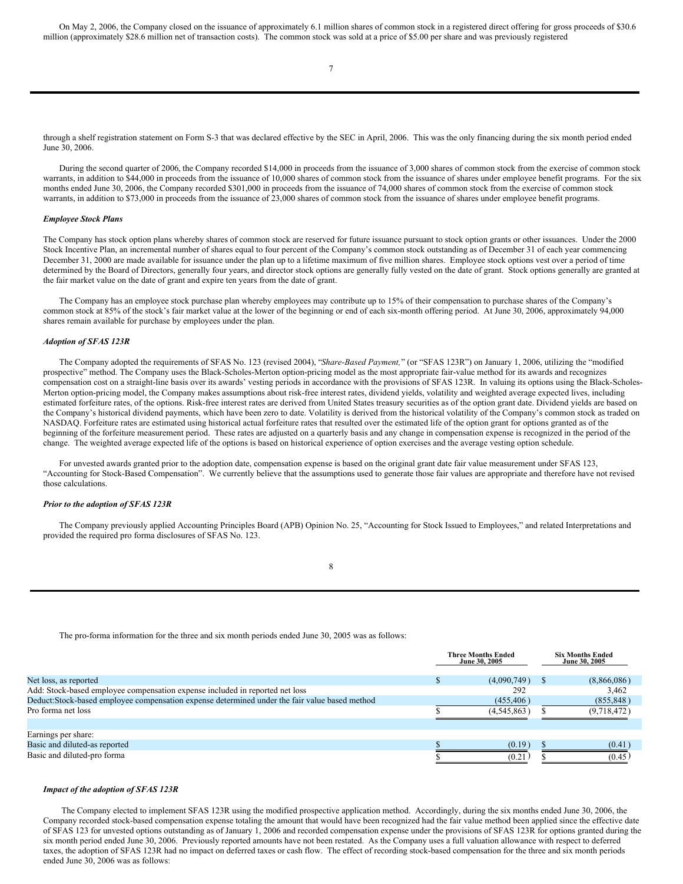On May 2, 2006, the Company closed on the issuance of approximately 6.1 million shares of common stock in a registered direct offering for gross proceeds of $30.6 million (approximately $28.6 million net of transaction costs). The common stock was sold at a price of $5.00 per share and was previously registered through a shelf registration statement on Form S-3 that was declared effective by the SEC in April, 2006. This was the only financing during the six month period ended June 30, 2006.

During the second quarter of 2006, the Company recorded $14,000 in proceeds from the issuance of 3,000 shares of common stock from the exercise of common stock warrants, in addition to $44,000 in proceeds from the issuance of 10,000 shares of common stock from the issuance of shares under employee benefit programs. For the six months ended June 30, 2006, the Company recorded $301,000 in proceeds from the issuance of 74,000 shares of common stock from the exercise of common stock warrants, in addition to $73,000 in proceeds from the issuance of 23,000 shares of common stock from the issuance of shares under employee benefit programs.

***Employee Stock Plans***

The Company has stock option plans whereby shares of common stock are reserved for future issuance pursuant to stock option grants or other issuances. Under the 2000 Stock Incentive Plan, an incremental number of shares equal to four percent of the Company's common stock outstanding as of December 31 of each year commencing December 31, 2000 are made available for issuance under the plan up to a lifetime maximum of five million shares. Employee stock options vest over a period of time determined by the Board of Directors, generally four years, and director stock options are generally fully vested on the date of grant. Stock options generally are granted at the fair market value on the date of grant and expire ten years from the date of grant.

The Company has an employee stock purchase plan whereby employees may contribute up to 15% of their compensation to purchase shares of the Company's common stock at 85% of the stock's fair market value at the lower of the beginning or end of each six-month offering period. At June 30, 2006, approximately 94,000 shares remain available for purchase by employees under the plan.

***Adoption of SFAS 123R***

The Company adopted the requirements of SFAS No. 123 (revised 2004), "*Share-Based Payment,*" (or "SFAS 123R") on January 1, 2006, utilizing the "modified prospective" method. The Company uses the Black-Scholes-Merton option-pricing model as the most appropriate fair-value method for its awards and recognizes compensation cost on a straight-line basis over its awards' vesting periods in accordance with the provisions of SFAS 123R. In valuing its options using the Black-Scholes-Merton option-pricing model, the Company makes assumptions about risk-free interest rates, dividend yields, volatility and weighted average expected lives, including estimated forfeiture rates, of the options. Risk-free interest rates are derived from United States treasury securities as of the option grant date. Dividend yields are based on the Company's historical dividend payments, which have been zero to date. Volatility is derived from the historical volatility of the Company's common stock as traded on NASDAQ. Forfeiture rates are estimated using historical actual forfeiture rates that resulted over the estimated life of the option grant for options granted as of the beginning of the forfeiture measurement period. These rates are adjusted on a quarterly basis and any change in compensation expense is recognized in the period of the change. The weighted average expected life of the options is based on historical experience of option exercises and the average vesting option schedule.

For unvested awards granted prior to the adoption date, compensation expense is based on the original grant date fair value measurement under SFAS 123, "Accounting for Stock-Based Compensation". We currently believe that the assumptions used to generate those fair values are appropriate and therefore have not revised those calculations.

***Prior to the adoption of SFAS 123R***

The Company previously applied Accounting Principles Board (APB) Opinion No. 25, "Accounting for Stock Issued to Employees," and related Interpretations and provided the required pro forma disclosures of SFAS No. 123.

The pro-forma information for the three and six month periods ended June 30, 2005 was as follows:

| | Three Months Ended June 30, 2005 | Six Months Ended June 30, 2005 |
|---|---|---|
| Net loss, as reported | $ (4,090,749) | $ (8,866,086) |
| Add: Stock-based employee compensation expense included in reported net loss | 292 | 3,462 |
| Deduct:Stock-based employee compensation expense determined under the fair value based method | (455,406) | (855,848) |
| Pro forma net loss | $ (4,545,863) | $ (9,718,472) |
| | | |
| Earnings per share: | | |
| Basic and diluted-as reported | $ (0.19) | $ (0.41) |
| Basic and diluted-pro forma | $ (0.21) | $ (0.45) |

***Impact of the adoption of SFAS 123R***

The Company elected to implement SFAS 123R using the modified prospective application method. Accordingly, during the six months ended June 30, 2006, the Company recorded stock-based compensation expense totaling the amount that would have been recognized had the fair value method been applied since the effective date of SFAS 123 for unvested options outstanding as of January 1, 2006 and recorded compensation expense under the provisions of SFAS 123R for options granted during the six month period ended June 30, 2006. Previously reported amounts have not been restated. As the Company uses a full valuation allowance with respect to deferred taxes, the adoption of SFAS 123R had no impact on deferred taxes or cash flow. The effect of recording stock-based compensation for the three and six month periods ended June 30, 2006 was as follows: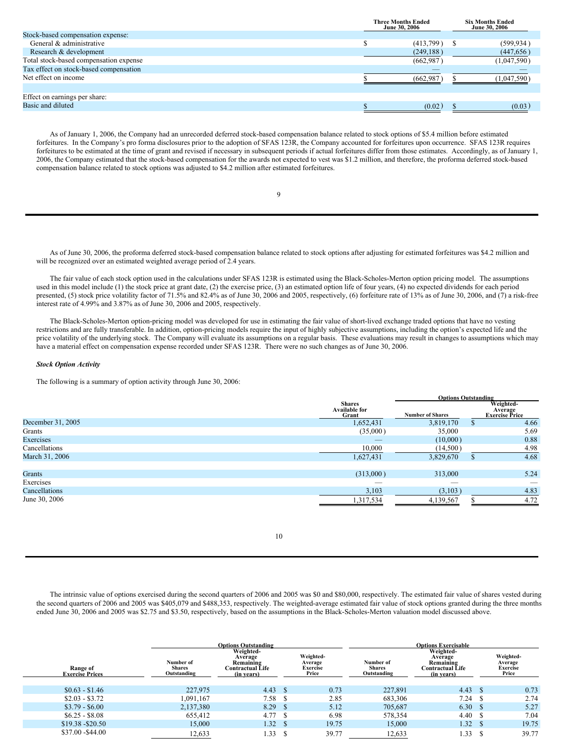| | Three Months Ended June 30, 2006 | Six Months Ended June 30, 2006 |
|---|---|---|
| Stock-based compensation expense: | | |
| General & administrative | $ (413,799) | $ (599,934) |
| Research & development | (249,188) | (447,656) |
| Total stock-based compensation expense | (662,987) | (1,047,590) |
| Tax effect on stock-based compensation | — | — |
| Net effect on income | $ (662,987) | $ (1,047,590) |
| | | |
| Effect on earnings per share: | | |
| Basic and diluted | $ (0.02) | $ (0.03) |

As of January 1, 2006, the Company had an unrecorded deferred stock-based compensation balance related to stock options of $5.4 million before estimated forfeitures. In the Company's pro forma disclosures prior to the adoption of SFAS 123R, the Company accounted for forfeitures upon occurrence. SFAS 123R requires forfeitures to be estimated at the time of grant and revised if necessary in subsequent periods if actual forfeitures differ from those estimates. Accordingly, as of January 1, 2006, the Company estimated that the stock-based compensation for the awards not expected to vest was $1.2 million, and therefore, the proforma deferred stock-based compensation balance related to stock options was adjusted to $4.2 million after estimated forfeitures.

As of June 30, 2006, the proforma deferred stock-based compensation balance related to stock options after adjusting for estimated forfeitures was $4.2 million and will be recognized over an estimated weighted average period of 2.4 years.

The fair value of each stock option used in the calculations under SFAS 123R is estimated using the Black-Scholes-Merton option pricing model. The assumptions used in this model include (1) the stock price at grant date, (2) the exercise price, (3) an estimated option life of four years, (4) no expected dividends for each period presented, (5) stock price volatility factor of 71.5% and 82.4% as of June 30, 2006 and 2005, respectively, (6) forfeiture rate of 13% as of June 30, 2006, and (7) a risk-free interest rate of 4.99% and 3.87% as of June 30, 2006 and 2005, respectively.

The Black-Scholes-Merton option-pricing model was developed for use in estimating the fair value of short-lived exchange traded options that have no vesting restrictions and are fully transferable. In addition, option-pricing models require the input of highly subjective assumptions, including the option's expected life and the price volatility of the underlying stock. The Company will evaluate its assumptions on a regular basis. These evaluations may result in changes to assumptions which may have a material effect on compensation expense recorded under SFAS 123R. There were no such changes as of June 30, 2006.

***Stock Option Activity***

The following is a summary of option activity through June 30, 2006:

| | Shares Available for Grant | Options Outstanding | |
|---|---|---|---|
| | | Number of Shares | Weighted-Average Exercise Price |
| December 31, 2005 | 1,652,431 | 3,819,170 | $ 4.66 |
| Grants | (35,000) | 35,000 | 5.69 |
| Exercises | — | (10,000) | 0.88 |
| Cancellations | 10,000 | (14,500) | 4.98 |
| March 31, 2006 | 1,627,431 | 3,829,670 | $ 4.68 |
| | | | |
| Grants | (313,000) | 313,000 | 5.24 |
| Exercises | — | — | — |
| Cancellations | 3,103 | (3,103) | 4.83 |
| June 30, 2006 | 1,317,534 | 4,139,567 | $ 4.72 |

The intrinsic value of options exercised during the second quarters of 2006 and 2005 was $0 and $80,000, respectively. The estimated fair value of shares vested during the second quarters of 2006 and 2005 was $405,079 and $488,353, respectively. The weighted-average estimated fair value of stock options granted during the three months ended June 30, 2006 and 2005 was $2.75 and $3.50, respectively, based on the assumptions in the Black-Scholes-Merton valuation model discussed above.

| | Options Outstanding | | | Options Exercisable | | |
|---|---|---|---|---|---|---|
| Range of Exercise Prices | Number of Shares Outstanding | Weighted-Average Remaining Contractual Life (in years) | Weighted-Average Exercise Price | Number of Shares Outstanding | Weighted-Average Remaining Contractual Life (in years) | Weighted-Average Exercise Price |
| $0.63 - $1.46 | 227,975 | 4.43 | $ 0.73 | 227,891 | 4.43 | $ 0.73 |
| $2.03 - $3.72 | 1,091,167 | 7.58 | $ 2.85 | 683,306 | 7.24 | $ 2.74 |
| $3.79 - $6.00 | 2,137,380 | 8.29 | $ 5.12 | 705,687 | 6.30 | $ 5.27 |
| $6.25 - $8.08 | 655,412 | 4.77 | $ 6.98 | 578,354 | 4.40 | $ 7.04 |
| $19.38 -$20.50 | 15,000 | 1.32 | $ 19.75 | 15,000 | 1.32 | $ 19.75 |
| $37.00 -$44.00 | 12,633 | 1.33 | $ 39.77 | 12,633 | 1.33 | $ 39.77 |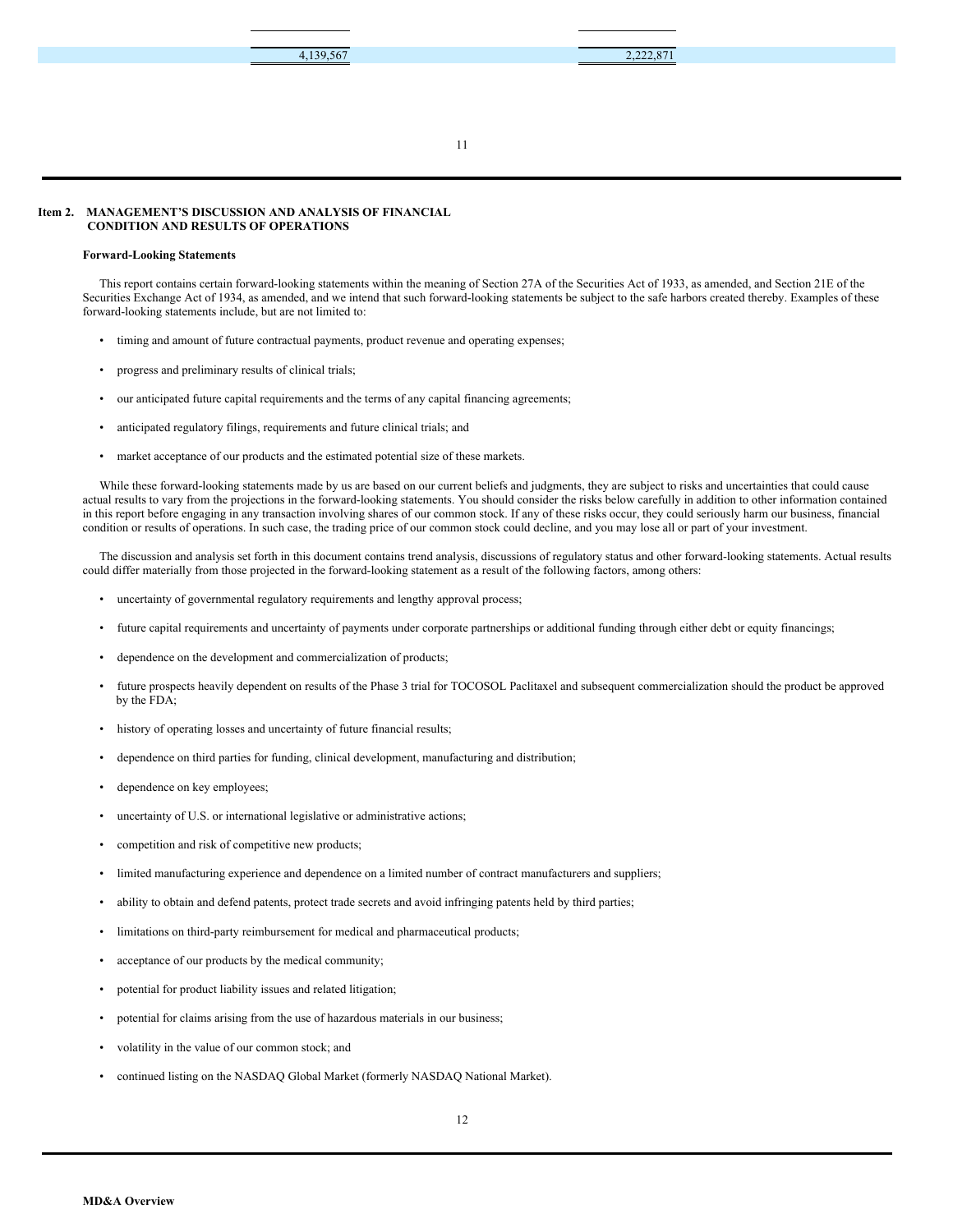| | | |
|---|---|---|
| | 4,139,567 | 2,222,871 |

## Item 2. MANAGEMENT'S DISCUSSION AND ANALYSIS OF FINANCIAL CONDITION AND RESULTS OF OPERATIONS

**Forward-Looking Statements**

This report contains certain forward-looking statements within the meaning of Section 27A of the Securities Act of 1933, as amended, and Section 21E of the Securities Exchange Act of 1934, as amended, and we intend that such forward-looking statements be subject to the safe harbors created thereby. Examples of these forward-looking statements include, but are not limited to:

- timing and amount of future contractual payments, product revenue and operating expenses;
- progress and preliminary results of clinical trials;
- our anticipated future capital requirements and the terms of any capital financing agreements;
- anticipated regulatory filings, requirements and future clinical trials; and
- market acceptance of our products and the estimated potential size of these markets.

While these forward-looking statements made by us are based on our current beliefs and judgments, they are subject to risks and uncertainties that could cause actual results to vary from the projections in the forward-looking statements. You should consider the risks below carefully in addition to other information contained in this report before engaging in any transaction involving shares of our common stock. If any of these risks occur, they could seriously harm our business, financial condition or results of operations. In such case, the trading price of our common stock could decline, and you may lose all or part of your investment.

The discussion and analysis set forth in this document contains trend analysis, discussions of regulatory status and other forward-looking statements. Actual results could differ materially from those projected in the forward-looking statement as a result of the following factors, among others:

- uncertainty of governmental regulatory requirements and lengthy approval process;
- future capital requirements and uncertainty of payments under corporate partnerships or additional funding through either debt or equity financings;
- dependence on the development and commercialization of products;
- future prospects heavily dependent on results of the Phase 3 trial for TOCOSOL Paclitaxel and subsequent commercialization should the product be approved by the FDA;
- history of operating losses and uncertainty of future financial results;
- dependence on third parties for funding, clinical development, manufacturing and distribution;
- dependence on key employees;
- uncertainty of U.S. or international legislative or administrative actions;
- competition and risk of competitive new products;
- limited manufacturing experience and dependence on a limited number of contract manufacturers and suppliers;
- ability to obtain and defend patents, protect trade secrets and avoid infringing patents held by third parties;
- limitations on third-party reimbursement for medical and pharmaceutical products;
- acceptance of our products by the medical community;
- potential for product liability issues and related litigation;
- potential for claims arising from the use of hazardous materials in our business;
- volatility in the value of our common stock; and
- continued listing on the NASDAQ Global Market (formerly NASDAQ National Market).

**MD&A Overview**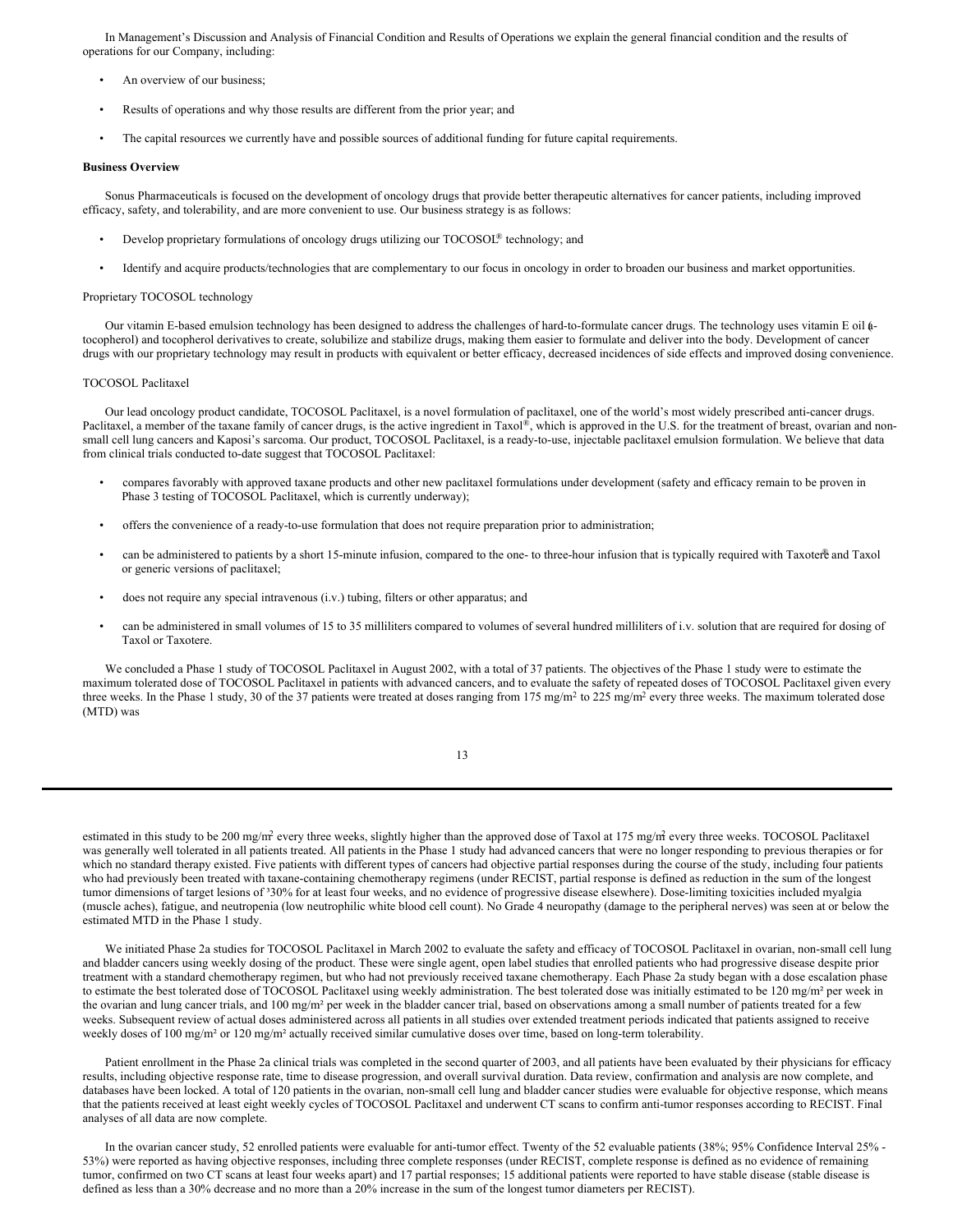In Management's Discussion and Analysis of Financial Condition and Results of Operations we explain the general financial condition and the results of operations for our Company, including:

- An overview of our business;
- Results of operations and why those results are different from the prior year; and
- The capital resources we currently have and possible sources of additional funding for future capital requirements.

**Business Overview**

Sonus Pharmaceuticals is focused on the development of oncology drugs that provide better therapeutic alternatives for cancer patients, including improved efficacy, safety, and tolerability, and are more convenient to use. Our business strategy is as follows:

- Develop proprietary formulations of oncology drugs utilizing our TOCOSOL® technology; and
- Identify and acquire products/technologies that are complementary to our focus in oncology in order to broaden our business and market opportunities.

Proprietary TOCOSOL technology

Our vitamin E-based emulsion technology has been designed to address the challenges of hard-to-formulate cancer drugs. The technology uses vitamin E oil (α-tocopherol) and tocopherol derivatives to create, solubilize and stabilize drugs, making them easier to formulate and deliver into the body. Development of cancer drugs with our proprietary technology may result in products with equivalent or better efficacy, decreased incidences of side effects and improved dosing convenience.

TOCOSOL Paclitaxel

Our lead oncology product candidate, TOCOSOL Paclitaxel, is a novel formulation of paclitaxel, one of the world's most widely prescribed anti-cancer drugs. Paclitaxel, a member of the taxane family of cancer drugs, is the active ingredient in Taxol®, which is approved in the U.S. for the treatment of breast, ovarian and non-small cell lung cancers and Kaposi's sarcoma. Our product, TOCOSOL Paclitaxel, is a ready-to-use, injectable paclitaxel emulsion formulation. We believe that data from clinical trials conducted to-date suggest that TOCOSOL Paclitaxel:

- compares favorably with approved taxane products and other new paclitaxel formulations under development (safety and efficacy remain to be proven in Phase 3 testing of TOCOSOL Paclitaxel, which is currently underway);
- offers the convenience of a ready-to-use formulation that does not require preparation prior to administration;
- can be administered to patients by a short 15-minute infusion, compared to the one- to three-hour infusion that is typically required with Taxotere® and Taxol or generic versions of paclitaxel;
- does not require any special intravenous (i.v.) tubing, filters or other apparatus; and
- can be administered in small volumes of 15 to 35 milliliters compared to volumes of several hundred milliliters of i.v. solution that are required for dosing of Taxol or Taxotere.

We concluded a Phase 1 study of TOCOSOL Paclitaxel in August 2002, with a total of 37 patients. The objectives of the Phase 1 study were to estimate the maximum tolerated dose of TOCOSOL Paclitaxel in patients with advanced cancers, and to evaluate the safety of repeated doses of TOCOSOL Paclitaxel given every three weeks. In the Phase 1 study, 30 of the 37 patients were treated at doses ranging from 175 mg/m² to 225 mg/m² every three weeks. The maximum tolerated dose (MTD) was estimated in this study to be 200 mg/m² every three weeks, slightly higher than the approved dose of Taxol at 175 mg/m² every three weeks. TOCOSOL Paclitaxel was generally well tolerated in all patients treated. All patients in the Phase 1 study had advanced cancers that were no longer responding to previous therapies or for which no standard therapy existed. Five patients with different types of cancers had objective partial responses during the course of the study, including four patients who had previously been treated with taxane-containing chemotherapy regimens (under RECIST, partial response is defined as reduction in the sum of the longest tumor dimensions of target lesions of ≥30% for at least four weeks, and no evidence of progressive disease elsewhere). Dose-limiting toxicities included myalgia (muscle aches), fatigue, and neutropenia (low neutrophilic white blood cell count). No Grade 4 neuropathy (damage to the peripheral nerves) was seen at or below the estimated MTD in the Phase 1 study.

We initiated Phase 2a studies for TOCOSOL Paclitaxel in March 2002 to evaluate the safety and efficacy of TOCOSOL Paclitaxel in ovarian, non-small cell lung and bladder cancers using weekly dosing of the product. These were single agent, open label studies that enrolled patients who had progressive disease despite prior treatment with a standard chemotherapy regimen, but who had not previously received taxane chemotherapy. Each Phase 2a study began with a dose escalation phase to estimate the best tolerated dose of TOCOSOL Paclitaxel using weekly administration. The best tolerated dose was initially estimated to be 120 mg/m² per week in the ovarian and lung cancer trials, and 100 mg/m² per week in the bladder cancer trial, based on observations among a small number of patients treated for a few weeks. Subsequent review of actual doses administered across all patients in all studies over extended treatment periods indicated that patients assigned to receive weekly doses of 100 mg/m² or 120 mg/m² actually received similar cumulative doses over time, based on long-term tolerability.

Patient enrollment in the Phase 2a clinical trials was completed in the second quarter of 2003, and all patients have been evaluated by their physicians for efficacy results, including objective response rate, time to disease progression, and overall survival duration. Data review, confirmation and analysis are now complete, and databases have been locked. A total of 120 patients in the ovarian, non-small cell lung and bladder cancer studies were evaluable for objective response, which means that the patients received at least eight weekly cycles of TOCOSOL Paclitaxel and underwent CT scans to confirm anti-tumor responses according to RECIST. Final analyses of all data are now complete.

In the ovarian cancer study, 52 enrolled patients were evaluable for anti-tumor effect. Twenty of the 52 evaluable patients (38%; 95% Confidence Interval 25% - 53%) were reported as having objective responses, including three complete responses (under RECIST, complete response is defined as no evidence of remaining tumor, confirmed on two CT scans at least four weeks apart) and 17 partial responses; 15 additional patients were reported to have stable disease (stable disease is defined as less than a 30% decrease and no more than a 20% increase in the sum of the longest tumor diameters per RECIST).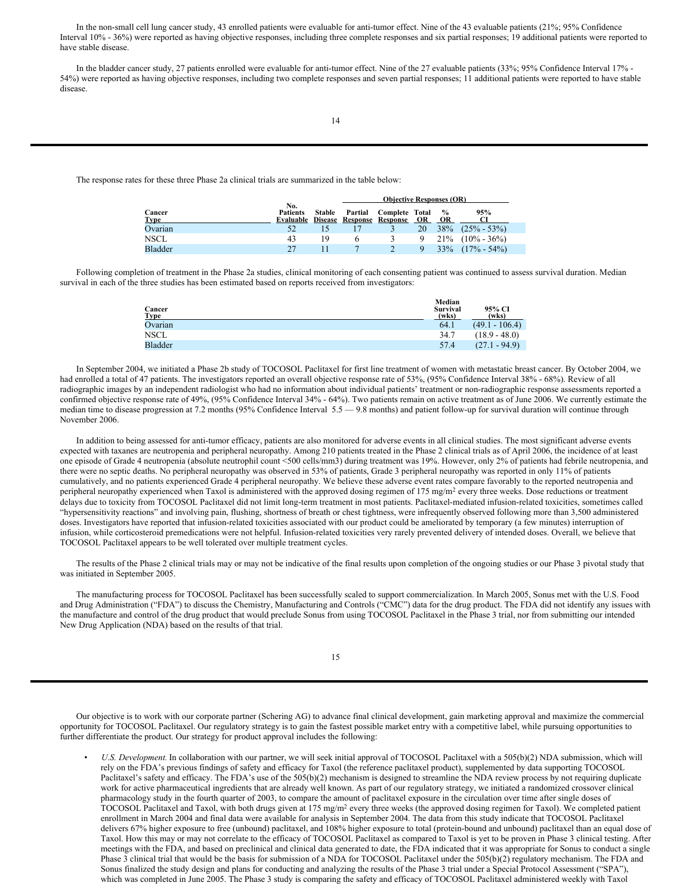In the non-small cell lung cancer study, 43 enrolled patients were evaluable for anti-tumor effect. Nine of the 43 evaluable patients (21%; 95% Confidence Interval 10% - 36%) were reported as having objective responses, including three complete responses and six partial responses; 19 additional patients were reported to have stable disease.

In the bladder cancer study, 27 patients enrolled were evaluable for anti-tumor effect. Nine of the 27 evaluable patients (33%; 95% Confidence Interval 17% - 54%) were reported as having objective responses, including two complete responses and seven partial responses; 11 additional patients were reported to have stable disease.

The response rates for these three Phase 2a clinical trials are summarized in the table below:

| | | | Objective Responses (OR) | | | | |
|---|---|---|---|---|---|---|---|
| Cancer Type | No. Patients Evaluable | Stable Disease | Partial Response | Complete Response | Total OR | % OR | 95% CI |
| Ovarian | 52 | 15 | 17 | 3 | 20 | 38% | (25% - 53%) |
| NSCL | 43 | 19 | 6 | 3 | 9 | 21% | (10% - 36%) |
| Bladder | 27 | 11 | 7 | 2 | 9 | 33% | (17% - 54%) |

Following completion of treatment in the Phase 2a studies, clinical monitoring of each consenting patient was continued to assess survival duration. Median survival in each of the three studies has been estimated based on reports received from investigators:

| Cancer Type | Median Survival (wks) | 95% CI (wks) |
|---|---|---|
| Ovarian | 64.1 | (49.1 - 106.4) |
| NSCL | 34.7 | (18.9 - 48.0) |
| Bladder | 57.4 | (27.1 - 94.9) |

In September 2004, we initiated a Phase 2b study of TOCOSOL Paclitaxel for first line treatment of women with metastatic breast cancer. By October 2004, we had enrolled a total of 47 patients. The investigators reported an overall objective response rate of 53%, (95% Confidence Interval 38% - 68%). Review of all radiographic images by an independent radiologist who had no information about individual patients' treatment or non-radiographic response assessments reported a confirmed objective response rate of 49%, (95% Confidence Interval 34% - 64%). Two patients remain on active treatment as of June 2006. We currently estimate the median time to disease progression at 7.2 months (95% Confidence Interval 5.5 — 9.8 months) and patient follow-up for survival duration will continue through November 2006.

In addition to being assessed for anti-tumor efficacy, patients are also monitored for adverse events in all clinical studies. The most significant adverse events expected with taxanes are neutropenia and peripheral neuropathy. Among 210 patients treated in the Phase 2 clinical trials as of April 2006, the incidence of at least one episode of Grade 4 neutropenia (absolute neutrophil count <500 cells/mm3) during treatment was 19%. However, only 2% of patients had febrile neutropenia, and there were no septic deaths. No peripheral neuropathy was observed in 53% of patients, Grade 3 peripheral neuropathy was reported in only 11% of patients cumulatively, and no patients experienced Grade 4 peripheral neuropathy. We believe these adverse event rates compare favorably to the reported neutropenia and peripheral neuropathy experienced when Taxol is administered with the approved dosing regimen of 175 mg/m$^2$ every three weeks. Dose reductions or treatment delays due to toxicity from TOCOSOL Paclitaxel did not limit long-term treatment in most patients. Paclitaxel-mediated infusion-related toxicities, sometimes called "hypersensitivity reactions" and involving pain, flushing, shortness of breath or chest tightness, were infrequently observed following more than 3,500 administered doses. Investigators have reported that infusion-related toxicities associated with our product could be ameliorated by temporary (a few minutes) interruption of infusion, while corticosteroid premedications were not helpful. Infusion-related toxicities very rarely prevented delivery of intended doses. Overall, we believe that TOCOSOL Paclitaxel appears to be well tolerated over multiple treatment cycles.

The results of the Phase 2 clinical trials may or may not be indicative of the final results upon completion of the ongoing studies or our Phase 3 pivotal study that was initiated in September 2005.

The manufacturing process for TOCOSOL Paclitaxel has been successfully scaled to support commercialization. In March 2005, Sonus met with the U.S. Food and Drug Administration ("FDA") to discuss the Chemistry, Manufacturing and Controls ("CMC") data for the drug product. The FDA did not identify any issues with the manufacture and control of the drug product that would preclude Sonus from using TOCOSOL Paclitaxel in the Phase 3 trial, nor from submitting our intended New Drug Application (NDA) based on the results of that trial.

Our objective is to work with our corporate partner (Schering AG) to advance final clinical development, gain marketing approval and maximize the commercial opportunity for TOCOSOL Paclitaxel. Our regulatory strategy is to gain the fastest possible market entry with a competitive label, while pursuing opportunities to further differentiate the product. Our strategy for product approval includes the following:

- *U.S. Development.* In collaboration with our partner, we will seek initial approval of TOCOSOL Paclitaxel with a 505(b)(2) NDA submission, which will rely on the FDA's previous findings of safety and efficacy for Taxol (the reference paclitaxel product), supplemented by data supporting TOCOSOL Paclitaxel's safety and efficacy. The FDA's use of the 505(b)(2) mechanism is designed to streamline the NDA review process by not requiring duplicate work for active pharmaceutical ingredients that are already well known. As part of our regulatory strategy, we initiated a randomized crossover clinical pharmacology study in the fourth quarter of 2003, to compare the amount of paclitaxel exposure in the circulation over time after single doses of TOCOSOL Paclitaxel and Taxol, with both drugs given at 175 mg/m$^2$ every three weeks (the approved dosing regimen for Taxol). We completed patient enrollment in March 2004 and final data were available for analysis in September 2004. The data from this study indicate that TOCOSOL Paclitaxel delivers 67% higher exposure to free (unbound) paclitaxel, and 108% higher exposure to total (protein-bound and unbound) paclitaxel than an equal dose of Taxol. How this may or may not correlate to the efficacy of TOCOSOL Paclitaxel as compared to Taxol is yet to be proven in Phase 3 clinical testing. After meetings with the FDA, and based on preclinical and clinical data generated to date, the FDA indicated that it was appropriate for Sonus to conduct a single Phase 3 clinical trial that would be the basis for submission of a NDA for TOCOSOL Paclitaxel under the 505(b)(2) regulatory mechanism. The FDA and Sonus finalized the study design and plans for conducting and analyzing the results of the Phase 3 trial under a Special Protocol Assessment ("SPA"), which was completed in June 2005. The Phase 3 study is comparing the safety and efficacy of TOCOSOL Paclitaxel administered weekly with Taxol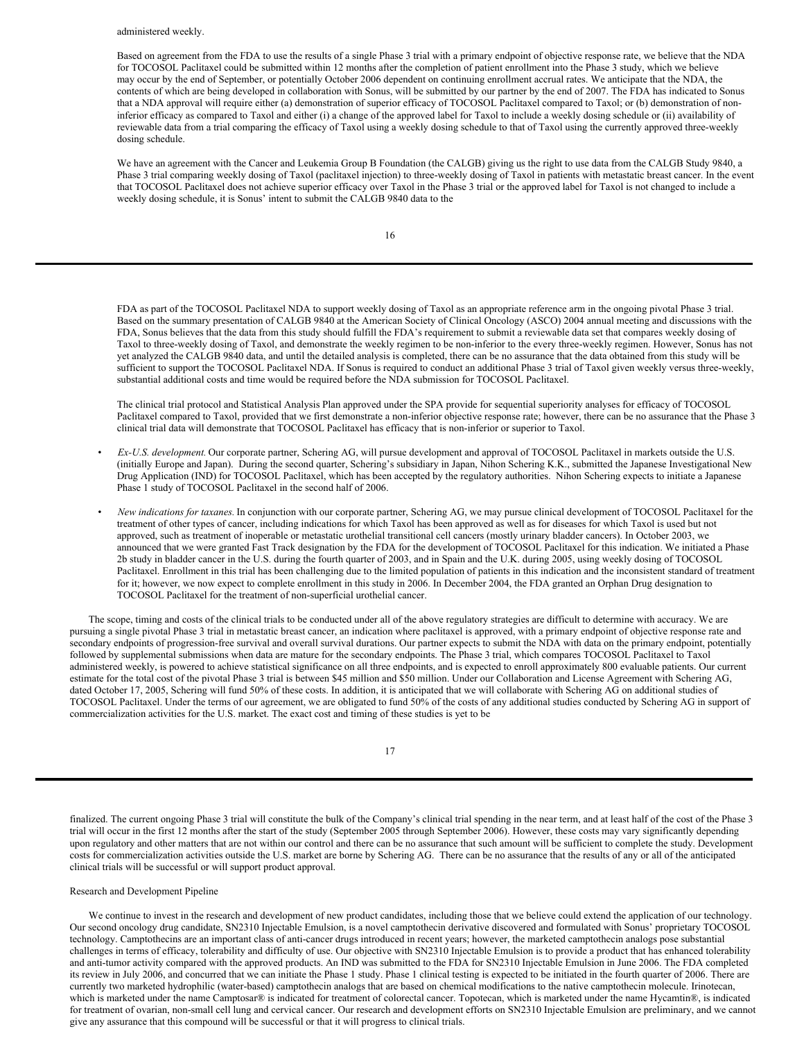administered weekly.

Based on agreement from the FDA to use the results of a single Phase 3 trial with a primary endpoint of objective response rate, we believe that the NDA for TOCOSOL Paclitaxel could be submitted within 12 months after the completion of patient enrollment into the Phase 3 study, which we believe may occur by the end of September, or potentially October 2006 dependent on continuing enrollment accrual rates. We anticipate that the NDA, the contents of which are being developed in collaboration with Sonus, will be submitted by our partner by the end of 2007. The FDA has indicated to Sonus that a NDA approval will require either (a) demonstration of superior efficacy of TOCOSOL Paclitaxel compared to Taxol; or (b) demonstration of non-inferior efficacy as compared to Taxol and either (i) a change of the approved label for Taxol to include a weekly dosing schedule or (ii) availability of reviewable data from a trial comparing the efficacy of Taxol using a weekly dosing schedule to that of Taxol using the currently approved three-weekly dosing schedule.

We have an agreement with the Cancer and Leukemia Group B Foundation (the CALGB) giving us the right to use data from the CALGB Study 9840, a Phase 3 trial comparing weekly dosing of Taxol (paclitaxel injection) to three-weekly dosing of Taxol in patients with metastatic breast cancer. In the event that TOCOSOL Paclitaxel does not achieve superior efficacy over Taxol in the Phase 3 trial or the approved label for Taxol is not changed to include a weekly dosing schedule, it is Sonus' intent to submit the CALGB 9840 data to the FDA as part of the TOCOSOL Paclitaxel NDA to support weekly dosing of Taxol as an appropriate reference arm in the ongoing pivotal Phase 3 trial. Based on the summary presentation of CALGB 9840 at the American Society of Clinical Oncology (ASCO) 2004 annual meeting and discussions with the FDA, Sonus believes that the data from this study should fulfill the FDA's requirement to submit a reviewable data set that compares weekly dosing of Taxol to three-weekly dosing of Taxol, and demonstrate the weekly regimen to be non-inferior to the every three-weekly regimen. However, Sonus has not yet analyzed the CALGB 9840 data, and until the detailed analysis is completed, there can be no assurance that the data obtained from this study will be sufficient to support the TOCOSOL Paclitaxel NDA. If Sonus is required to conduct an additional Phase 3 trial of Taxol given weekly versus three-weekly, substantial additional costs and time would be required before the NDA submission for TOCOSOL Paclitaxel.

The clinical trial protocol and Statistical Analysis Plan approved under the SPA provide for sequential superiority analyses for efficacy of TOCOSOL Paclitaxel compared to Taxol, provided that we first demonstrate a non-inferior objective response rate; however, there can be no assurance that the Phase 3 clinical trial data will demonstrate that TOCOSOL Paclitaxel has efficacy that is non-inferior or superior to Taxol.

- *Ex-U.S. development.* Our corporate partner, Schering AG, will pursue development and approval of TOCOSOL Paclitaxel in markets outside the U.S. (initially Europe and Japan). During the second quarter, Schering's subsidiary in Japan, Nihon Schering K.K., submitted the Japanese Investigational New Drug Application (IND) for TOCOSOL Paclitaxel, which has been accepted by the regulatory authorities. Nihon Schering expects to initiate a Japanese Phase 1 study of TOCOSOL Paclitaxel in the second half of 2006.
- *New indications for taxanes.* In conjunction with our corporate partner, Schering AG, we may pursue clinical development of TOCOSOL Paclitaxel for the treatment of other types of cancer, including indications for which Taxol has been approved as well as for diseases for which Taxol is used but not approved, such as treatment of inoperable or metastatic urothelial transitional cell cancers (mostly urinary bladder cancers). In October 2003, we announced that we were granted Fast Track designation by the FDA for the development of TOCOSOL Paclitaxel for this indication. We initiated a Phase 2b study in bladder cancer in the U.S. during the fourth quarter of 2003, and in Spain and the U.K. during 2005, using weekly dosing of TOCOSOL Paclitaxel. Enrollment in this trial has been challenging due to the limited population of patients in this indication and the inconsistent standard of treatment for it; however, we now expect to complete enrollment in this study in 2006. In December 2004, the FDA granted an Orphan Drug designation to TOCOSOL Paclitaxel for the treatment of non-superficial urothelial cancer.

The scope, timing and costs of the clinical trials to be conducted under all of the above regulatory strategies are difficult to determine with accuracy. We are pursuing a single pivotal Phase 3 trial in metastatic breast cancer, an indication where paclitaxel is approved, with a primary endpoint of objective response rate and secondary endpoints of progression-free survival and overall survival durations. Our partner expects to submit the NDA with data on the primary endpoint, potentially followed by supplemental submissions when data are mature for the secondary endpoints. The Phase 3 trial, which compares TOCOSOL Paclitaxel to Taxol administered weekly, is powered to achieve statistical significance on all three endpoints, and is expected to enroll approximately 800 evaluable patients. Our current estimate for the total cost of the pivotal Phase 3 trial is between \$45 million and \$50 million. Under our Collaboration and License Agreement with Schering AG, dated October 17, 2005, Schering will fund 50% of these costs. In addition, it is anticipated that we will collaborate with Schering AG on additional studies of TOCOSOL Paclitaxel. Under the terms of our agreement, we are obligated to fund 50% of the costs of any additional studies conducted by Schering AG in support of commercialization activities for the U.S. market. The exact cost and timing of these studies is yet to be finalized. The current ongoing Phase 3 trial will constitute the bulk of the Company's clinical trial spending in the near term, and at least half of the cost of the Phase 3 trial will occur in the first 12 months after the start of the study (September 2005 through September 2006). However, these costs may vary significantly depending upon regulatory and other matters that are not within our control and there can be no assurance that such amount will be sufficient to complete the study. Development costs for commercialization activities outside the U.S. market are borne by Schering AG. There can be no assurance that the results of any or all of the anticipated clinical trials will be successful or will support product approval.

## Research and Development Pipeline

We continue to invest in the research and development of new product candidates, including those that we believe could extend the application of our technology. Our second oncology drug candidate, SN2310 Injectable Emulsion, is a novel camptothecin derivative discovered and formulated with Sonus' proprietary TOCOSOL technology. Camptothecins are an important class of anti-cancer drugs introduced in recent years; however, the marketed camptothecin analogs pose substantial challenges in terms of efficacy, tolerability and difficulty of use. Our objective with SN2310 Injectable Emulsion is to provide a product that has enhanced tolerability and anti-tumor activity compared with the approved products. An IND was submitted to the FDA for SN2310 Injectable Emulsion in June 2006. The FDA completed its review in July 2006, and concurred that we can initiate the Phase 1 study. Phase 1 clinical testing is expected to be initiated in the fourth quarter of 2006. There are currently two marketed hydrophilic (water-based) camptothecin analogs that are based on chemical modifications to the native camptothecin molecule. Irinotecan, which is marketed under the name Camptosar® is indicated for treatment of colorectal cancer. Topotecan, which is marketed under the name Hycamtin®, is indicated for treatment of ovarian, non-small cell lung and cervical cancer. Our research and development efforts on SN2310 Injectable Emulsion are preliminary, and we cannot give any assurance that this compound will be successful or that it will progress to clinical trials.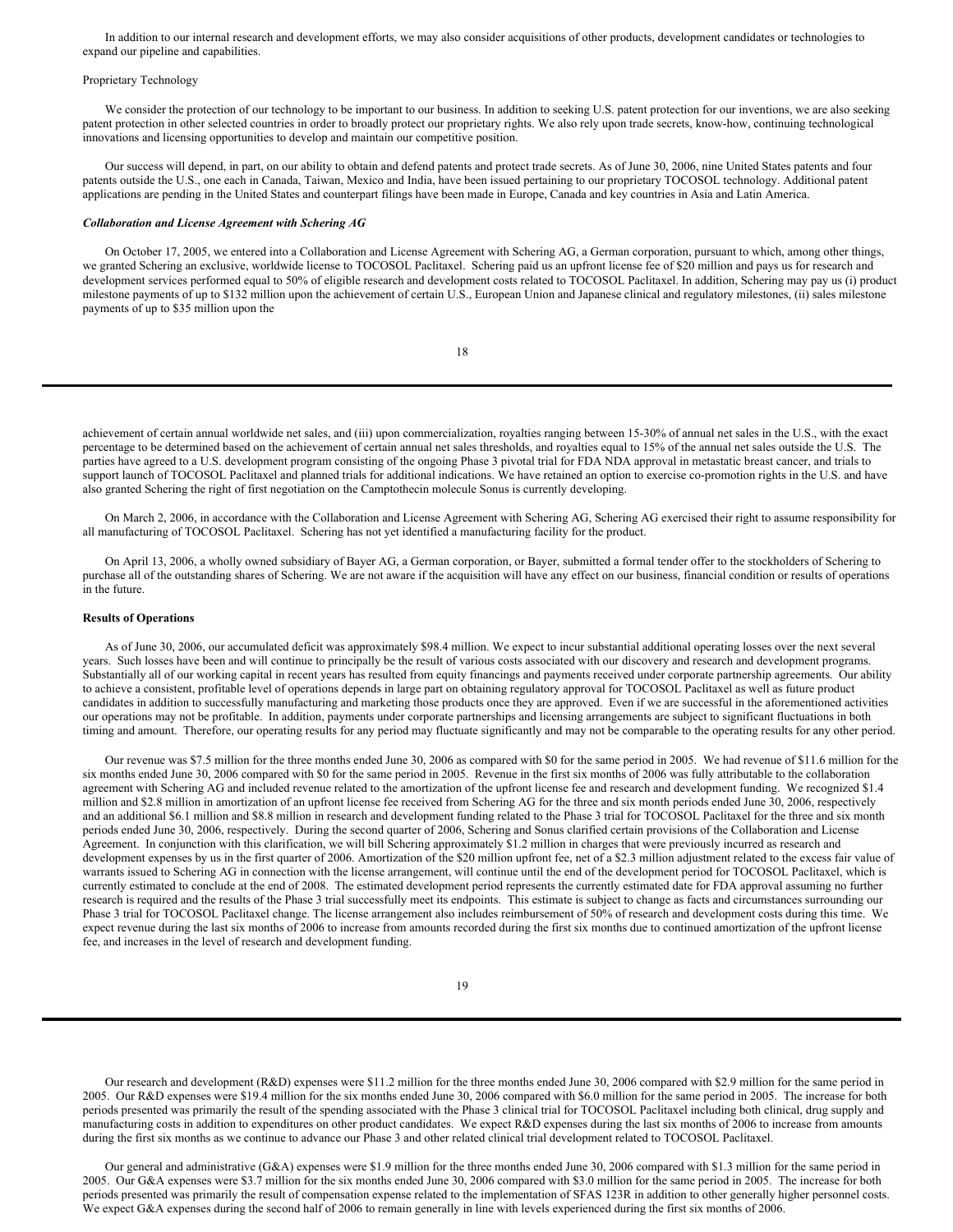In addition to our internal research and development efforts, we may also consider acquisitions of other products, development candidates or technologies to expand our pipeline and capabilities.

Proprietary Technology

We consider the protection of our technology to be important to our business. In addition to seeking U.S. patent protection for our inventions, we are also seeking patent protection in other selected countries in order to broadly protect our proprietary rights. We also rely upon trade secrets, know-how, continuing technological innovations and licensing opportunities to develop and maintain our competitive position.

Our success will depend, in part, on our ability to obtain and defend patents and protect trade secrets. As of June 30, 2006, nine United States patents and four patents outside the U.S., one each in Canada, Taiwan, Mexico and India, have been issued pertaining to our proprietary TOCOSOL technology. Additional patent applications are pending in the United States and counterpart filings have been made in Europe, Canada and key countries in Asia and Latin America.

***Collaboration and License Agreement with Schering AG***

On October 17, 2005, we entered into a Collaboration and License Agreement with Schering AG, a German corporation, pursuant to which, among other things, we granted Schering an exclusive, worldwide license to TOCOSOL Paclitaxel. Schering paid us an upfront license fee of $20 million and pays us for research and development services performed equal to 50% of eligible research and development costs related to TOCOSOL Paclitaxel. In addition, Schering may pay us (i) product milestone payments of up to $132 million upon the achievement of certain U.S., European Union and Japanese clinical and regulatory milestones, (ii) sales milestone payments of up to $35 million upon the achievement of certain annual worldwide net sales, and (iii) upon commercialization, royalties ranging between 15-30% of annual net sales in the U.S., with the exact percentage to be determined based on the achievement of certain annual net sales thresholds, and royalties equal to 15% of the annual net sales outside the U.S. The parties have agreed to a U.S. development program consisting of the ongoing Phase 3 pivotal trial for FDA NDA approval in metastatic breast cancer, and trials to support launch of TOCOSOL Paclitaxel and planned trials for additional indications. We have retained an option to exercise co-promotion rights in the U.S. and have also granted Schering the right of first negotiation on the Camptothecin molecule Sonus is currently developing.

On March 2, 2006, in accordance with the Collaboration and License Agreement with Schering AG, Schering AG exercised their right to assume responsibility for all manufacturing of TOCOSOL Paclitaxel. Schering has not yet identified a manufacturing facility for the product.

On April 13, 2006, a wholly owned subsidiary of Bayer AG, a German corporation, or Bayer, submitted a formal tender offer to the stockholders of Schering to purchase all of the outstanding shares of Schering. We are not aware if the acquisition will have any effect on our business, financial condition or results of operations in the future.

**Results of Operations**

As of June 30, 2006, our accumulated deficit was approximately $98.4 million. We expect to incur substantial additional operating losses over the next several years. Such losses have been and will continue to principally be the result of various costs associated with our discovery and research and development programs. Substantially all of our working capital in recent years has resulted from equity financings and payments received under corporate partnership agreements. Our ability to achieve a consistent, profitable level of operations depends in large part on obtaining regulatory approval for TOCOSOL Paclitaxel as well as future product candidates in addition to successfully manufacturing and marketing those products once they are approved. Even if we are successful in the aforementioned activities our operations may not be profitable. In addition, payments under corporate partnerships and licensing arrangements are subject to significant fluctuations in both timing and amount. Therefore, our operating results for any period may fluctuate significantly and may not be comparable to the operating results for any other period.

Our revenue was $7.5 million for the three months ended June 30, 2006 as compared with $0 for the same period in 2005. We had revenue of $11.6 million for the six months ended June 30, 2006 compared with $0 for the same period in 2005. Revenue in the first six months of 2006 was fully attributable to the collaboration agreement with Schering AG and included revenue related to the amortization of the upfront license fee and research and development funding. We recognized $1.4 million and $2.8 million in amortization of an upfront license fee received from Schering AG for the three and six month periods ended June 30, 2006, respectively and an additional $6.1 million and $8.8 million in research and development funding related to the Phase 3 trial for TOCOSOL Paclitaxel for the three and six month periods ended June 30, 2006, respectively. During the second quarter of 2006, Schering and Sonus clarified certain provisions of the Collaboration and License Agreement. In conjunction with this clarification, we will bill Schering approximately $1.2 million in charges that were previously incurred as research and development expenses by us in the first quarter of 2006. Amortization of the $20 million upfront fee, net of a $2.3 million adjustment related to the excess fair value of warrants issued to Schering AG in connection with the license arrangement, will continue until the end of the development period for TOCOSOL Paclitaxel, which is currently estimated to conclude at the end of 2008. The estimated development period represents the currently estimated date for FDA approval assuming no further research is required and the results of the Phase 3 trial successfully meet its endpoints. This estimate is subject to change as facts and circumstances surrounding our Phase 3 trial for TOCOSOL Paclitaxel change. The license arrangement also includes reimbursement of 50% of research and development costs during this time. We expect revenue during the last six months of 2006 to increase from amounts recorded during the first six months due to continued amortization of the upfront license fee, and increases in the level of research and development funding.

Our research and development (R&D) expenses were $11.2 million for the three months ended June 30, 2006 compared with $2.9 million for the same period in 2005. Our R&D expenses were $19.4 million for the six months ended June 30, 2006 compared with $6.0 million for the same period in 2005. The increase for both periods presented was primarily the result of the spending associated with the Phase 3 clinical trial for TOCOSOL Paclitaxel including both clinical, drug supply and manufacturing costs in addition to expenditures on other product candidates. We expect R&D expenses during the last six months of 2006 to increase from amounts during the first six months as we continue to advance our Phase 3 and other related clinical trial development related to TOCOSOL Paclitaxel.

Our general and administrative (G&A) expenses were $1.9 million for the three months ended June 30, 2006 compared with $1.3 million for the same period in 2005. Our G&A expenses were $3.7 million for the six months ended June 30, 2006 compared with $3.0 million for the same period in 2005. The increase for both periods presented was primarily the result of compensation expense related to the implementation of SFAS 123R in addition to other generally higher personnel costs. We expect G&A expenses during the second half of 2006 to remain generally in line with levels experienced during the first six months of 2006.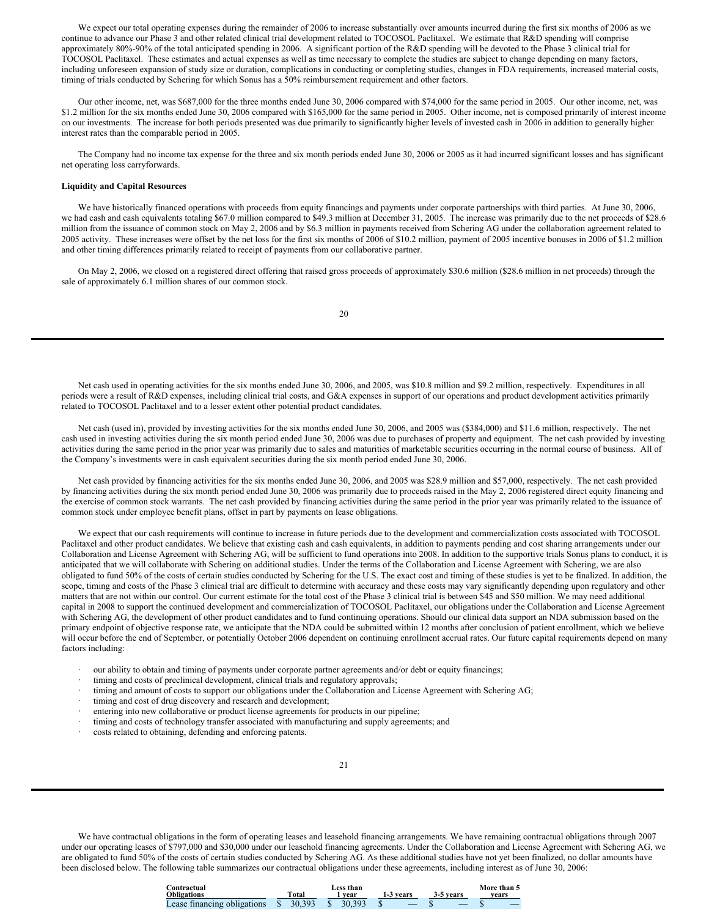We expect our total operating expenses during the remainder of 2006 to increase substantially over amounts incurred during the first six months of 2006 as we continue to advance our Phase 3 and other related clinical trial development related to TOCOSOL Paclitaxel. We estimate that R&D spending will comprise approximately 80%-90% of the total anticipated spending in 2006. A significant portion of the R&D spending will be devoted to the Phase 3 clinical trial for TOCOSOL Paclitaxel. These estimates and actual expenses as well as time necessary to complete the studies are subject to change depending on many factors, including unforeseen expansion of study size or duration, complications in conducting or completing studies, changes in FDA requirements, increased material costs, timing of trials conducted by Schering for which Sonus has a 50% reimbursement requirement and other factors.

Our other income, net, was $687,000 for the three months ended June 30, 2006 compared with $74,000 for the same period in 2005. Our other income, net, was $1.2 million for the six months ended June 30, 2006 compared with $165,000 for the same period in 2005. Other income, net is composed primarily of interest income on our investments. The increase for both periods presented was due primarily to significantly higher levels of invested cash in 2006 in addition to generally higher interest rates than the comparable period in 2005.

The Company had no income tax expense for the three and six month periods ended June 30, 2006 or 2005 as it had incurred significant losses and has significant net operating loss carryforwards.

**Liquidity and Capital Resources**

We have historically financed operations with proceeds from equity financings and payments under corporate partnerships with third parties. At June 30, 2006, we had cash and cash equivalents totaling $67.0 million compared to $49.3 million at December 31, 2005. The increase was primarily due to the net proceeds of $28.6 million from the issuance of common stock on May 2, 2006 and by $6.3 million in payments received from Schering AG under the collaboration agreement related to 2005 activity. These increases were offset by the net loss for the first six months of 2006 of $10.2 million, payment of 2005 incentive bonuses in 2006 of $1.2 million and other timing differences primarily related to receipt of payments from our collaborative partner.

On May 2, 2006, we closed on a registered direct offering that raised gross proceeds of approximately $30.6 million ($28.6 million in net proceeds) through the sale of approximately 6.1 million shares of our common stock.

Net cash used in operating activities for the six months ended June 30, 2006, and 2005, was $10.8 million and $9.2 million, respectively. Expenditures in all periods were a result of R&D expenses, including clinical trial costs, and G&A expenses in support of our operations and product development activities primarily related to TOCOSOL Paclitaxel and to a lesser extent other potential product candidates.

Net cash (used in), provided by investing activities for the six months ended June 30, 2006, and 2005 was ($384,000) and $11.6 million, respectively. The net cash used in investing activities during the six month period ended June 30, 2006 was due to purchases of property and equipment. The net cash provided by investing activities during the same period in the prior year was primarily due to sales and maturities of marketable securities occurring in the normal course of business. All of the Company's investments were in cash equivalent securities during the six month period ended June 30, 2006.

Net cash provided by financing activities for the six months ended June 30, 2006, and 2005 was $28.9 million and $57,000, respectively. The net cash provided by financing activities during the six month period ended June 30, 2006 was primarily due to proceeds raised in the May 2, 2006 registered direct equity financing and the exercise of common stock warrants. The net cash provided by financing activities during the same period in the prior year was primarily related to the issuance of common stock under employee benefit plans, offset in part by payments on lease obligations.

We expect that our cash requirements will continue to increase in future periods due to the development and commercialization costs associated with TOCOSOL Paclitaxel and other product candidates. We believe that existing cash and cash equivalents, in addition to payments pending and cost sharing arrangements under our Collaboration and License Agreement with Schering AG, will be sufficient to fund operations into 2008. In addition to the supportive trials Sonus plans to conduct, it is anticipated that we will collaborate with Schering on additional studies. Under the terms of the Collaboration and License Agreement with Schering, we are also obligated to fund 50% of the costs of certain studies conducted by Schering for the U.S. The exact cost and timing of these studies is yet to be finalized. In addition, the scope, timing and costs of the Phase 3 clinical trial are difficult to determine with accuracy and these costs may vary significantly depending upon regulatory and other matters that are not within our control. Our current estimate for the total cost of the Phase 3 clinical trial is between $45 and $50 million. We may need additional capital in 2008 to support the continued development and commercialization of TOCOSOL Paclitaxel, our obligations under the Collaboration and License Agreement with Schering AG, the development of other product candidates and to fund continuing operations. Should our clinical data support an NDA submission based on the primary endpoint of objective response rate, we anticipate that the NDA could be submitted within 12 months after conclusion of patient enrollment, which we believe will occur before the end of September, or potentially October 2006 dependent on continuing enrollment accrual rates. Our future capital requirements depend on many factors including:

- our ability to obtain and timing of payments under corporate partner agreements and/or debt or equity financings;
- timing and costs of preclinical development, clinical trials and regulatory approvals;
- timing and amount of costs to support our obligations under the Collaboration and License Agreement with Schering AG;
- timing and cost of drug discovery and research and development;
- entering into new collaborative or product license agreements for products in our pipeline;
- timing and costs of technology transfer associated with manufacturing and supply agreements; and
- costs related to obtaining, defending and enforcing patents.

We have contractual obligations in the form of operating leases and leasehold financing arrangements. We have remaining contractual obligations through 2007 under our operating leases of $797,000 and $30,000 under our leasehold financing agreements. Under the Collaboration and License Agreement with Schering AG, we are obligated to fund 50% of the costs of certain studies conducted by Schering AG. As these additional studies have not yet been finalized, no dollar amounts have been disclosed below. The following table summarizes our contractual obligations under these agreements, including interest as of June 30, 2006:

| Contractual Obligations | Total | Less than 1 year | 1-3 years | 3-5 years | More than 5 years |
|---|---|---|---|---|---|
| Lease financing obligations | $ 30,393 | $ 30,393 | $ — | $ — | $ — |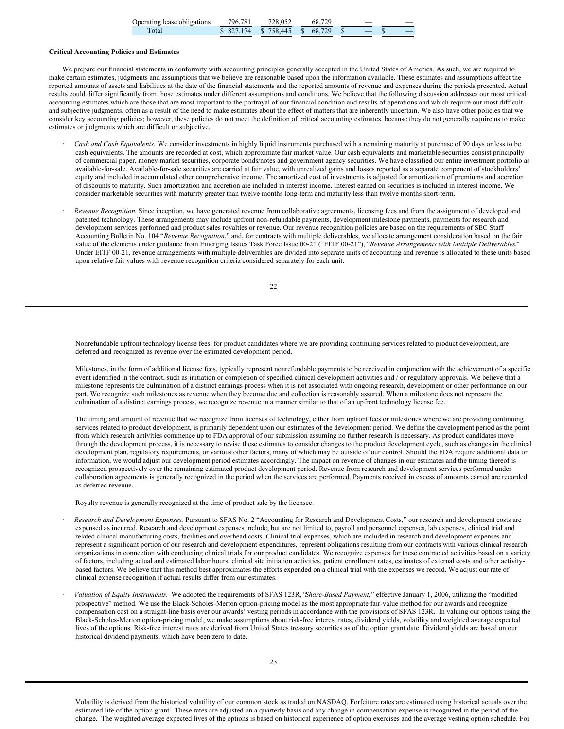| | | | | | |
|---|---|---|---|---|---|
| Operating lease obligations | 796,781 | 728,052 | 68,729 | — | — |
| Total | $ 827,174 | $ 758,445 | $ 68,729 | $ — | $ — |

**Critical Accounting Policies and Estimates**

We prepare our financial statements in conformity with accounting principles generally accepted in the United States of America. As such, we are required to make certain estimates, judgments and assumptions that we believe are reasonable based upon the information available. These estimates and assumptions affect the reported amounts of assets and liabilities at the date of the financial statements and the reported amounts of revenue and expenses during the periods presented. Actual results could differ significantly from those estimates under different assumptions and conditions. We believe that the following discussion addresses our most critical accounting estimates which are those that are most important to the portrayal of our financial condition and results of operations and which require our most difficult and subjective judgments, often as a result of the need to make estimates about the effect of matters that are inherently uncertain. We also have other policies that we consider key accounting policies; however, these policies do not meet the definition of critical accounting estimates, because they do not generally require us to make estimates or judgments which are difficult or subjective.

- *Cash and Cash Equivalents.* We consider investments in highly liquid instruments purchased with a remaining maturity at purchase of 90 days or less to be cash equivalents. The amounts are recorded at cost, which approximate fair market value. Our cash equivalents and marketable securities consist principally of commercial paper, money market securities, corporate bonds/notes and government agency securities. We have classified our entire investment portfolio as available-for-sale. Available-for-sale securities are carried at fair value, with unrealized gains and losses reported as a separate component of stockholders' equity and included in accumulated other comprehensive income. The amortized cost of investments is adjusted for amortization of premiums and accretion of discounts to maturity. Such amortization and accretion are included in interest income. Interest earned on securities is included in interest income. We consider marketable securities with maturity greater than twelve months long-term and maturity less than twelve months short-term.

- *Revenue Recognition.* Since inception, we have generated revenue from collaborative agreements, licensing fees and from the assignment of developed and patented technology. These arrangements may include upfront non-refundable payments, development milestone payments, payments for research and development services performed and product sales royalties or revenue. Our revenue recognition policies are based on the requirements of SEC Staff Accounting Bulletin No. 104 "*Revenue Recognition*," and, for contracts with multiple deliverables, we allocate arrangement consideration based on the fair value of the elements under guidance from Emerging Issues Task Force Issue 00-21 ("EITF 00-21"), "*Revenue Arrangements with Multiple Deliverables*." Under EITF 00-21, revenue arrangements with multiple deliverables are divided into separate units of accounting and revenue is allocated to these units based upon relative fair values with revenue recognition criteria considered separately for each unit.

  Nonrefundable upfront technology license fees, for product candidates where we are providing continuing services related to product development, are deferred and recognized as revenue over the estimated development period.

  Milestones, in the form of additional license fees, typically represent nonrefundable payments to be received in conjunction with the achievement of a specific event identified in the contract, such as initiation or completion of specified clinical development activities and / or regulatory approvals. We believe that a milestone represents the culmination of a distinct earnings process when it is not associated with ongoing research, development or other performance on our part. We recognize such milestones as revenue when they become due and collection is reasonably assured. When a milestone does not represent the culmination of a distinct earnings process, we recognize revenue in a manner similar to that of an upfront technology license fee.

  The timing and amount of revenue that we recognize from licenses of technology, either from upfront fees or milestones where we are providing continuing services related to product development, is primarily dependent upon our estimates of the development period. We define the development period as the point from which research activities commence up to FDA approval of our submission assuming no further research is necessary. As product candidates move through the development process, it is necessary to revise these estimates to consider changes to the product development cycle, such as changes in the clinical development plan, regulatory requirements, or various other factors, many of which may be outside of our control. Should the FDA require additional data or information, we would adjust our development period estimates accordingly. The impact on revenue of changes in our estimates and the timing thereof is recognized prospectively over the remaining estimated product development period. Revenue from research and development services performed under collaboration agreements is generally recognized in the period when the services are performed. Payments received in excess of amounts earned are recorded as deferred revenue.

  Royalty revenue is generally recognized at the time of product sale by the licensee.

- *Research and Development Expenses.* Pursuant to SFAS No. 2 "Accounting for Research and Development Costs," our research and development costs are expensed as incurred. Research and development expenses include, but are not limited to, payroll and personnel expenses, lab expenses, clinical trial and related clinical manufacturing costs, facilities and overhead costs. Clinical trial expenses, which are included in research and development expenses and represent a significant portion of our research and development expenditures, represent obligations resulting from our contracts with various clinical research organizations in connection with conducting clinical trials for our product candidates. We recognize expenses for these contracted activities based on a variety of factors, including actual and estimated labor hours, clinical site initiation activities, patient enrollment rates, estimates of external costs and other activity-based factors. We believe that this method best approximates the efforts expended on a clinical trial with the expenses we record. We adjust our rate of clinical expense recognition if actual results differ from our estimates.

- *Valuation of Equity Instruments.* We adopted the requirements of SFAS 123R, "*Share-Based Payment,*" effective January 1, 2006, utilizing the "modified prospective" method. We use the Black-Scholes-Merton option-pricing model as the most appropriate fair-value method for our awards and recognize compensation cost on a straight-line basis over our awards' vesting periods in accordance with the provisions of SFAS 123R. In valuing our options using the Black-Scholes-Merton option-pricing model, we make assumptions about risk-free interest rates, dividend yields, volatility and weighted average expected lives of the options. Risk-free interest rates are derived from United States treasury securities as of the option grant date. Dividend yields are based on our historical dividend payments, which have been zero to date.

  Volatility is derived from the historical volatility of our common stock as traded on NASDAQ. Forfeiture rates are estimated using historical actuals over the estimated life of the option grant. These rates are adjusted on a quarterly basis and any change in compensation expense is recognized in the period of the change. The weighted average expected lives of the options is based on historical experience of option exercises and the average vesting option schedule. For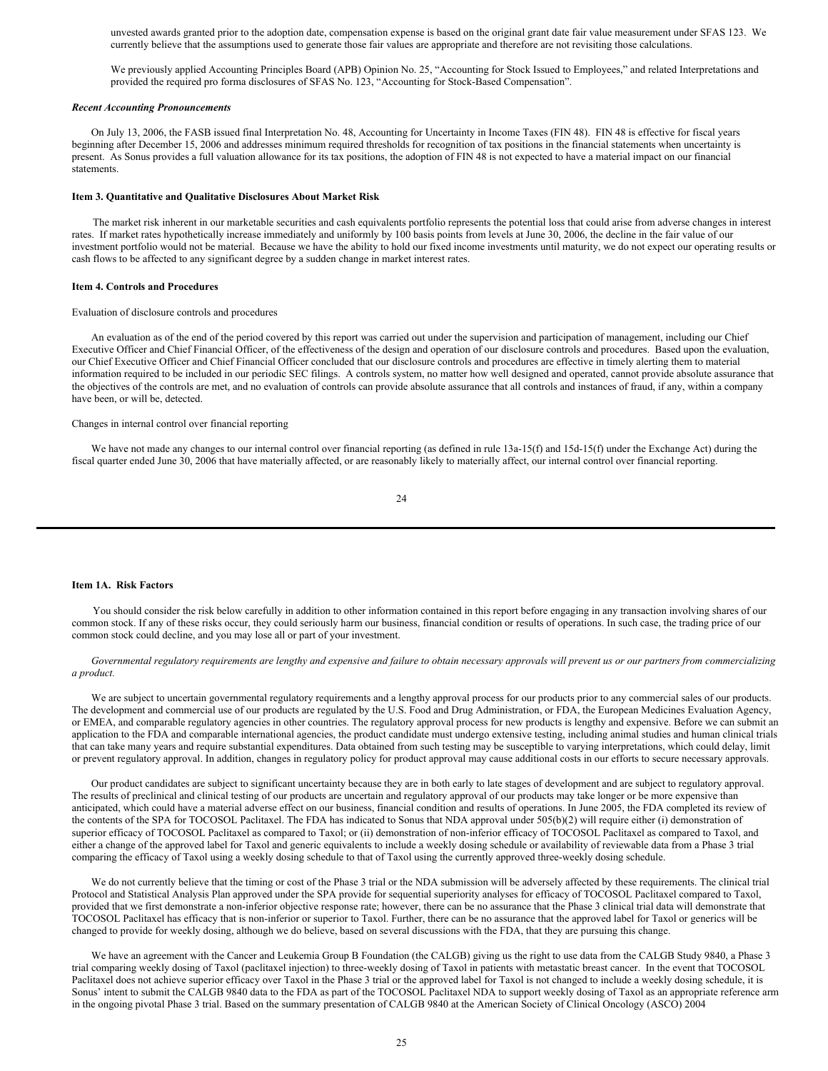unvested awards granted prior to the adoption date, compensation expense is based on the original grant date fair value measurement under SFAS 123. We currently believe that the assumptions used to generate those fair values are appropriate and therefore are not revisiting those calculations.

We previously applied Accounting Principles Board (APB) Opinion No. 25, "Accounting for Stock Issued to Employees," and related Interpretations and provided the required pro forma disclosures of SFAS No. 123, "Accounting for Stock-Based Compensation".

***Recent Accounting Pronouncements***

On July 13, 2006, the FASB issued final Interpretation No. 48, Accounting for Uncertainty in Income Taxes (FIN 48). FIN 48 is effective for fiscal years beginning after December 15, 2006 and addresses minimum required thresholds for recognition of tax positions in the financial statements when uncertainty is present. As Sonus provides a full valuation allowance for its tax positions, the adoption of FIN 48 is not expected to have a material impact on our financial statements.

**Item 3. Quantitative and Qualitative Disclosures About Market Risk**

The market risk inherent in our marketable securities and cash equivalents portfolio represents the potential loss that could arise from adverse changes in interest rates. If market rates hypothetically increase immediately and uniformly by 100 basis points from levels at June 30, 2006, the decline in the fair value of our investment portfolio would not be material. Because we have the ability to hold our fixed income investments until maturity, we do not expect our operating results or cash flows to be affected to any significant degree by a sudden change in market interest rates.

**Item 4. Controls and Procedures**

Evaluation of disclosure controls and procedures

An evaluation as of the end of the period covered by this report was carried out under the supervision and participation of management, including our Chief Executive Officer and Chief Financial Officer, of the effectiveness of the design and operation of our disclosure controls and procedures. Based upon the evaluation, our Chief Executive Officer and Chief Financial Officer concluded that our disclosure controls and procedures are effective in timely alerting them to material information required to be included in our periodic SEC filings. A controls system, no matter how well designed and operated, cannot provide absolute assurance that the objectives of the controls are met, and no evaluation of controls can provide absolute assurance that all controls and instances of fraud, if any, within a company have been, or will be, detected.

Changes in internal control over financial reporting

We have not made any changes to our internal control over financial reporting (as defined in rule 13a-15(f) and 15d-15(f) under the Exchange Act) during the fiscal quarter ended June 30, 2006 that have materially affected, or are reasonably likely to materially affect, our internal control over financial reporting.

---

**Item 1A. Risk Factors**

You should consider the risk below carefully in addition to other information contained in this report before engaging in any transaction involving shares of our common stock. If any of these risks occur, they could seriously harm our business, financial condition or results of operations. In such case, the trading price of our common stock could decline, and you may lose all or part of your investment.

*Governmental regulatory requirements are lengthy and expensive and failure to obtain necessary approvals will prevent us or our partners from commercializing a product.*

We are subject to uncertain governmental regulatory requirements and a lengthy approval process for our products prior to any commercial sales of our products. The development and commercial use of our products are regulated by the U.S. Food and Drug Administration, or FDA, the European Medicines Evaluation Agency, or EMEA, and comparable regulatory agencies in other countries. The regulatory approval process for new products is lengthy and expensive. Before we can submit an application to the FDA and comparable international agencies, the product candidate must undergo extensive testing, including animal studies and human clinical trials that can take many years and require substantial expenditures. Data obtained from such testing may be susceptible to varying interpretations, which could delay, limit or prevent regulatory approval. In addition, changes in regulatory policy for product approval may cause additional costs in our efforts to secure necessary approvals.

Our product candidates are subject to significant uncertainty because they are in both early to late stages of development and are subject to regulatory approval. The results of preclinical and clinical testing of our products are uncertain and regulatory approval of our products may take longer or be more expensive than anticipated, which could have a material adverse effect on our business, financial condition and results of operations. In June 2005, the FDA completed its review of the contents of the SPA for TOCOSOL Paclitaxel. The FDA has indicated to Sonus that NDA approval under 505(b)(2) will require either (i) demonstration of superior efficacy of TOCOSOL Paclitaxel as compared to Taxol; or (ii) demonstration of non-inferior efficacy of TOCOSOL Paclitaxel as compared to Taxol, and either a change of the approved label for Taxol and generic equivalents to include a weekly dosing schedule or availability of reviewable data from a Phase 3 trial comparing the efficacy of Taxol using a weekly dosing schedule to that of Taxol using the currently approved three-weekly dosing schedule.

We do not currently believe that the timing or cost of the Phase 3 trial or the NDA submission will be adversely affected by these requirements. The clinical trial Protocol and Statistical Analysis Plan approved under the SPA provide for sequential superiority analyses for efficacy of TOCOSOL Paclitaxel compared to Taxol, provided that we first demonstrate a non-inferior objective response rate; however, there can be no assurance that the Phase 3 clinical trial data will demonstrate that TOCOSOL Paclitaxel has efficacy that is non-inferior or superior to Taxol. Further, there can be no assurance that the approved label for Taxol or generics will be changed to provide for weekly dosing, although we do believe, based on several discussions with the FDA, that they are pursuing this change.

We have an agreement with the Cancer and Leukemia Group B Foundation (the CALGB) giving us the right to use data from the CALGB Study 9840, a Phase 3 trial comparing weekly dosing of Taxol (paclitaxel injection) to three-weekly dosing of Taxol in patients with metastatic breast cancer. In the event that TOCOSOL Paclitaxel does not achieve superior efficacy over Taxol in the Phase 3 trial or the approved label for Taxol is not changed to include a weekly dosing schedule, it is Sonus' intent to submit the CALGB 9840 data to the FDA as part of the TOCOSOL Paclitaxel NDA to support weekly dosing of Taxol as an appropriate reference arm in the ongoing pivotal Phase 3 trial. Based on the summary presentation of CALGB 9840 at the American Society of Clinical Oncology (ASCO) 2004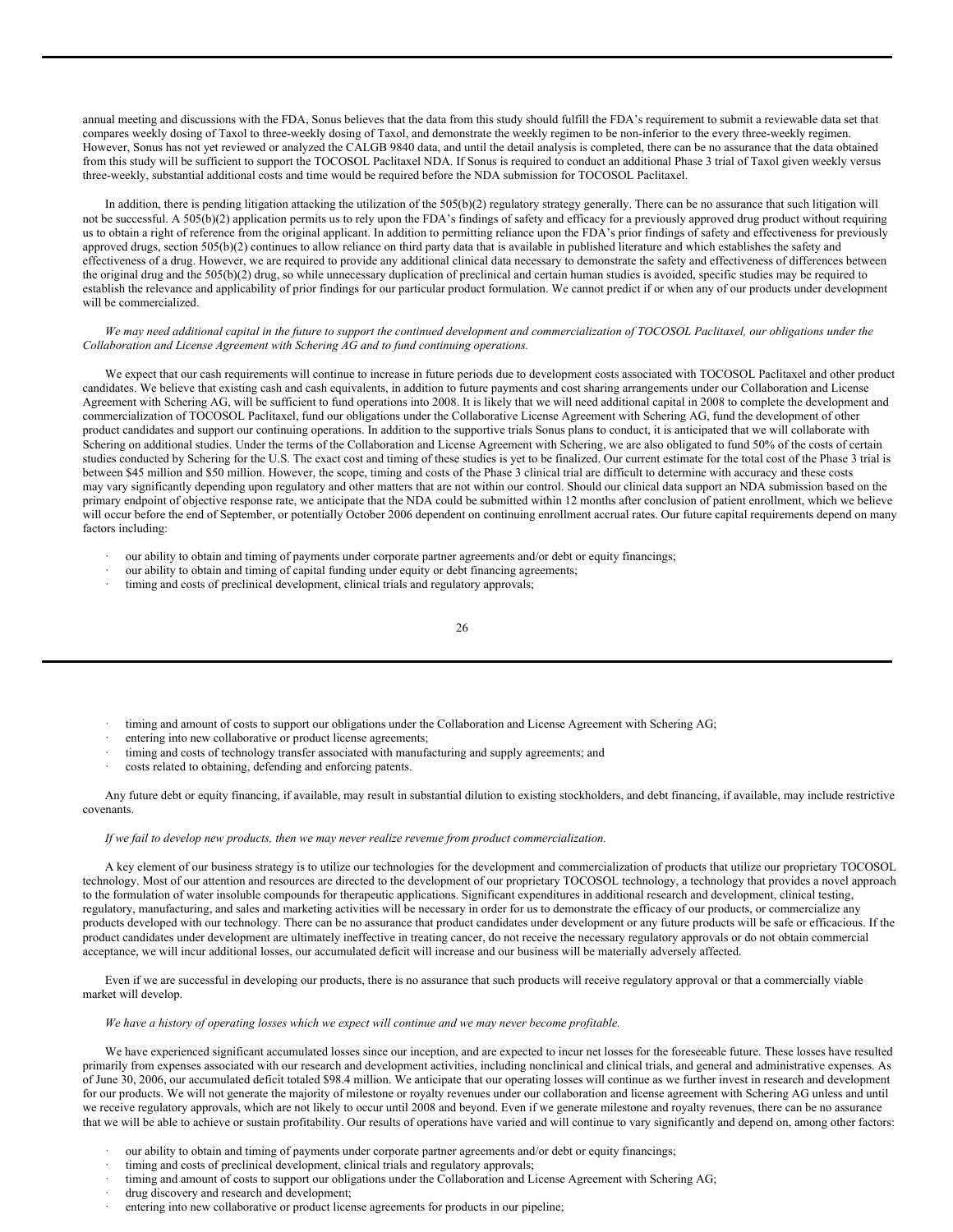annual meeting and discussions with the FDA, Sonus believes that the data from this study should fulfill the FDA's requirement to submit a reviewable data set that compares weekly dosing of Taxol to three-weekly dosing of Taxol, and demonstrate the weekly regimen to be non-inferior to the every three-weekly regimen. However, Sonus has not yet reviewed or analyzed the CALGB 9840 data, and until the detail analysis is completed, there can be no assurance that the data obtained from this study will be sufficient to support the TOCOSOL Paclitaxel NDA. If Sonus is required to conduct an additional Phase 3 trial of Taxol given weekly versus three-weekly, substantial additional costs and time would be required before the NDA submission for TOCOSOL Paclitaxel.

In addition, there is pending litigation attacking the utilization of the 505(b)(2) regulatory strategy generally. There can be no assurance that such litigation will not be successful. A 505(b)(2) application permits us to rely upon the FDA's findings of safety and efficacy for a previously approved drug product without requiring us to obtain a right of reference from the original applicant. In addition to permitting reliance upon the FDA's prior findings of safety and effectiveness for previously approved drugs, section 505(b)(2) continues to allow reliance on third party data that is available in published literature and which establishes the safety and effectiveness of a drug. However, we are required to provide any additional clinical data necessary to demonstrate the safety and effectiveness of differences between the original drug and the 505(b)(2) drug, so while unnecessary duplication of preclinical and certain human studies is avoided, specific studies may be required to establish the relevance and applicability of prior findings for our particular product formulation. We cannot predict if or when any of our products under development will be commercialized.

*We may need additional capital in the future to support the continued development and commercialization of TOCOSOL Paclitaxel, our obligations under the Collaboration and License Agreement with Schering AG and to fund continuing operations.*

We expect that our cash requirements will continue to increase in future periods due to development costs associated with TOCOSOL Paclitaxel and other product candidates. We believe that existing cash and cash equivalents, in addition to future payments and cost sharing arrangements under our Collaboration and License Agreement with Schering AG, will be sufficient to fund operations into 2008. It is likely that we will need additional capital in 2008 to complete the development and commercialization of TOCOSOL Paclitaxel, fund our obligations under the Collaborative License Agreement with Schering AG, fund the development of other product candidates and support our continuing operations. In addition to the supportive trials Sonus plans to conduct, it is anticipated that we will collaborate with Schering on additional studies. Under the terms of the Collaboration and License Agreement with Schering, we are also obligated to fund 50% of the costs of certain studies conducted by Schering for the U.S. The exact cost and timing of these studies is yet to be finalized. Our current estimate for the total cost of the Phase 3 trial is between \$45 million and \$50 million. However, the scope, timing and costs of the Phase 3 clinical trial are difficult to determine with accuracy and these costs may vary significantly depending upon regulatory and other matters that are not within our control. Should our clinical data support an NDA submission based on the primary endpoint of objective response rate, we anticipate that the NDA could be submitted within 12 months after conclusion of patient enrollment, which we believe will occur before the end of September, or potentially October 2006 dependent on continuing enrollment accrual rates. Our future capital requirements depend on many factors including:

- our ability to obtain and timing of payments under corporate partner agreements and/or debt or equity financings;
- our ability to obtain and timing of capital funding under equity or debt financing agreements;
- timing and costs of preclinical development, clinical trials and regulatory approvals;
- timing and amount of costs to support our obligations under the Collaboration and License Agreement with Schering AG;
- entering into new collaborative or product license agreements;
- timing and costs of technology transfer associated with manufacturing and supply agreements; and
- costs related to obtaining, defending and enforcing patents.

Any future debt or equity financing, if available, may result in substantial dilution to existing stockholders, and debt financing, if available, may include restrictive covenants.

*If we fail to develop new products, then we may never realize revenue from product commercialization.*

A key element of our business strategy is to utilize our technologies for the development and commercialization of products that utilize our proprietary TOCOSOL technology. Most of our attention and resources are directed to the development of our proprietary TOCOSOL technology, a technology that provides a novel approach to the formulation of water insoluble compounds for therapeutic applications. Significant expenditures in additional research and development, clinical testing, regulatory, manufacturing, and sales and marketing activities will be necessary in order for us to demonstrate the efficacy of our products, or commercialize any products developed with our technology. There can be no assurance that product candidates under development or any future products will be safe or efficacious. If the product candidates under development are ultimately ineffective in treating cancer, do not receive the necessary regulatory approvals or do not obtain commercial acceptance, we will incur additional losses, our accumulated deficit will increase and our business will be materially adversely affected.

Even if we are successful in developing our products, there is no assurance that such products will receive regulatory approval or that a commercially viable market will develop.

*We have a history of operating losses which we expect will continue and we may never become profitable.*

We have experienced significant accumulated losses since our inception, and are expected to incur net losses for the foreseeable future. These losses have resulted primarily from expenses associated with our research and development activities, including nonclinical and clinical trials, and general and administrative expenses. As of June 30, 2006, our accumulated deficit totaled \$98.4 million. We anticipate that our operating losses will continue as we further invest in research and development for our products. We will not generate the majority of milestone or royalty revenues under our collaboration and license agreement with Schering AG unless and until we receive regulatory approvals, which are not likely to occur until 2008 and beyond. Even if we generate milestone and royalty revenues, there can be no assurance that we will be able to achieve or sustain profitability. Our results of operations have varied and will continue to vary significantly and depend on, among other factors:

- our ability to obtain and timing of payments under corporate partner agreements and/or debt or equity financings;
- timing and costs of preclinical development, clinical trials and regulatory approvals;
- timing and amount of costs to support our obligations under the Collaboration and License Agreement with Schering AG;
- drug discovery and research and development;
- entering into new collaborative or product license agreements for products in our pipeline;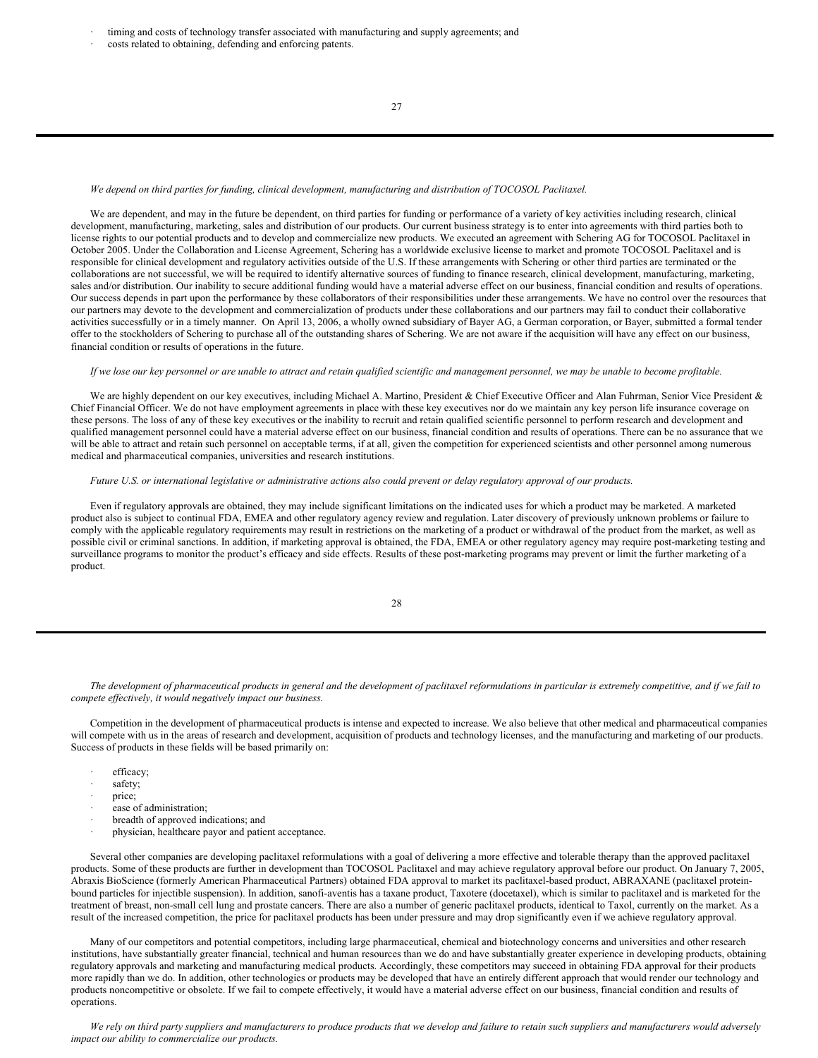- timing and costs of technology transfer associated with manufacturing and supply agreements; and
- costs related to obtaining, defending and enforcing patents.

*We depend on third parties for funding, clinical development, manufacturing and distribution of TOCOSOL Paclitaxel.*

We are dependent, and may in the future be dependent, on third parties for funding or performance of a variety of key activities including research, clinical development, manufacturing, marketing, sales and distribution of our products. Our current business strategy is to enter into agreements with third parties both to license rights to our potential products and to develop and commercialize new products. We executed an agreement with Schering AG for TOCOSOL Paclitaxel in October 2005. Under the Collaboration and License Agreement, Schering has a worldwide exclusive license to market and promote TOCOSOL Paclitaxel and is responsible for clinical development and regulatory activities outside of the U.S. If these arrangements with Schering or other third parties are terminated or the collaborations are not successful, we will be required to identify alternative sources of funding to finance research, clinical development, manufacturing, marketing, sales and/or distribution. Our inability to secure additional funding would have a material adverse effect on our business, financial condition and results of operations. Our success depends in part upon the performance by these collaborators of their responsibilities under these arrangements. We have no control over the resources that our partners may devote to the development and commercialization of products under these collaborations and our partners may fail to conduct their collaborative activities successfully or in a timely manner. On April 13, 2006, a wholly owned subsidiary of Bayer AG, a German corporation, or Bayer, submitted a formal tender offer to the stockholders of Schering to purchase all of the outstanding shares of Schering. We are not aware if the acquisition will have any effect on our business, financial condition or results of operations in the future.

*If we lose our key personnel or are unable to attract and retain qualified scientific and management personnel, we may be unable to become profitable.*

We are highly dependent on our key executives, including Michael A. Martino, President & Chief Executive Officer and Alan Fuhrman, Senior Vice President & Chief Financial Officer. We do not have employment agreements in place with these key executives nor do we maintain any key person life insurance coverage on these persons. The loss of any of these key executives or the inability to recruit and retain qualified scientific personnel to perform research and development and qualified management personnel could have a material adverse effect on our business, financial condition and results of operations. There can be no assurance that we will be able to attract and retain such personnel on acceptable terms, if at all, given the competition for experienced scientists and other personnel among numerous medical and pharmaceutical companies, universities and research institutions.

*Future U.S. or international legislative or administrative actions also could prevent or delay regulatory approval of our products.*

Even if regulatory approvals are obtained, they may include significant limitations on the indicated uses for which a product may be marketed. A marketed product also is subject to continual FDA, EMEA and other regulatory agency review and regulation. Later discovery of previously unknown problems or failure to comply with the applicable regulatory requirements may result in restrictions on the marketing of a product or withdrawal of the product from the market, as well as possible civil or criminal sanctions. In addition, if marketing approval is obtained, the FDA, EMEA or other regulatory agency may require post-marketing testing and surveillance programs to monitor the product's efficacy and side effects. Results of these post-marketing programs may prevent or limit the further marketing of a product.

*The development of pharmaceutical products in general and the development of paclitaxel reformulations in particular is extremely competitive, and if we fail to compete effectively, it would negatively impact our business.*

Competition in the development of pharmaceutical products is intense and expected to increase. We also believe that other medical and pharmaceutical companies will compete with us in the areas of research and development, acquisition of products and technology licenses, and the manufacturing and marketing of our products. Success of products in these fields will be based primarily on:

- efficacy;
- safety;
- price;
- ease of administration;
- breadth of approved indications; and
- physician, healthcare payor and patient acceptance.

Several other companies are developing paclitaxel reformulations with a goal of delivering a more effective and tolerable therapy than the approved paclitaxel products. Some of these products are further in development than TOCOSOL Paclitaxel and may achieve regulatory approval before our product. On January 7, 2005, Abraxis BioScience (formerly American Pharmaceutical Partners) obtained FDA approval to market its paclitaxel-based product, ABRAXANE (paclitaxel protein-bound particles for injectible suspension). In addition, sanofi-aventis has a taxane product, Taxotere (docetaxel), which is similar to paclitaxel and is marketed for the treatment of breast, non-small cell lung and prostate cancers. There are also a number of generic paclitaxel products, identical to Taxol, currently on the market. As a result of the increased competition, the price for paclitaxel products has been under pressure and may drop significantly even if we achieve regulatory approval.

Many of our competitors and potential competitors, including large pharmaceutical, chemical and biotechnology concerns and universities and other research institutions, have substantially greater financial, technical and human resources than we do and have substantially greater experience in developing products, obtaining regulatory approvals and marketing and manufacturing medical products. Accordingly, these competitors may succeed in obtaining FDA approval for their products more rapidly than we do. In addition, other technologies or products may be developed that have an entirely different approach that would render our technology and products noncompetitive or obsolete. If we fail to compete effectively, it would have a material adverse effect on our business, financial condition and results of operations.

*We rely on third party suppliers and manufacturers to produce products that we develop and failure to retain such suppliers and manufacturers would adversely impact our ability to commercialize our products.*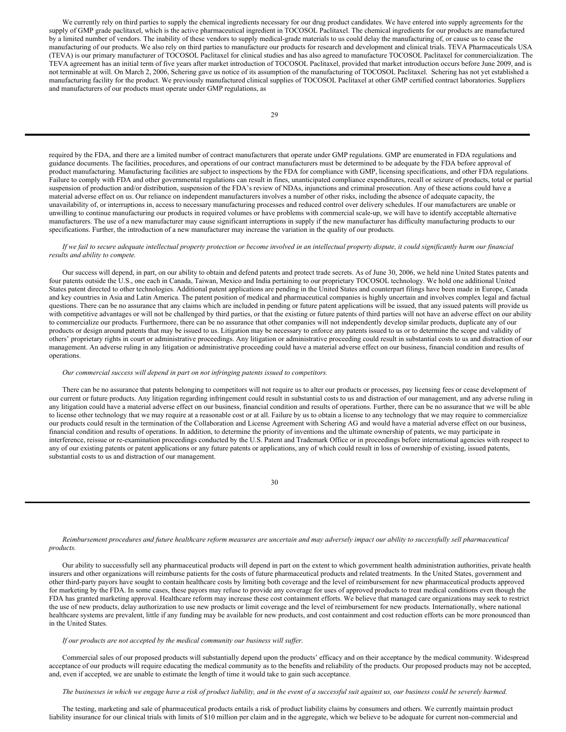We currently rely on third parties to supply the chemical ingredients necessary for our drug product candidates. We have entered into supply agreements for the supply of GMP grade paclitaxel, which is the active pharmaceutical ingredient in TOCOSOL Paclitaxel. The chemical ingredients for our products are manufactured by a limited number of vendors. The inability of these vendors to supply medical-grade materials to us could delay the manufacturing of, or cause us to cease the manufacturing of our products. We also rely on third parties to manufacture our products for research and development and clinical trials. TEVA Pharmaceuticals USA (TEVA) is our primary manufacturer of TOCOSOL Paclitaxel for clinical studies and has also agreed to manufacture TOCOSOL Paclitaxel for commercialization. The TEVA agreement has an initial term of five years after market introduction of TOCOSOL Paclitaxel, provided that market introduction occurs before June 2009, and is not terminable at will. On March 2, 2006, Schering gave us notice of its assumption of the manufacturing of TOCOSOL Paclitaxel. Schering has not yet established a manufacturing facility for the product. We previously manufactured clinical supplies of TOCOSOL Paclitaxel at other GMP certified contract laboratories. Suppliers and manufacturers of our products must operate under GMP regulations, as required by the FDA, and there are a limited number of contract manufacturers that operate under GMP regulations. GMP are enumerated in FDA regulations and guidance documents. The facilities, procedures, and operations of our contract manufacturers must be determined to be adequate by the FDA before approval of product manufacturing. Manufacturing facilities are subject to inspections by the FDA for compliance with GMP, licensing specifications, and other FDA regulations. Failure to comply with FDA and other governmental regulations can result in fines, unanticipated compliance expenditures, recall or seizure of products, total or partial suspension of production and/or distribution, suspension of the FDA's review of NDAs, injunctions and criminal prosecution. Any of these actions could have a material adverse effect on us. Our reliance on independent manufacturers involves a number of other risks, including the absence of adequate capacity, the unavailability of, or interruptions in, access to necessary manufacturing processes and reduced control over delivery schedules. If our manufacturers are unable or unwilling to continue manufacturing our products in required volumes or have problems with commercial scale-up, we will have to identify acceptable alternative manufacturers. The use of a new manufacturer may cause significant interruptions in supply if the new manufacturer has difficulty manufacturing products to our specifications. Further, the introduction of a new manufacturer may increase the variation in the quality of our products.

*If we fail to secure adequate intellectual property protection or become involved in an intellectual property dispute, it could significantly harm our financial results and ability to compete.*

Our success will depend, in part, on our ability to obtain and defend patents and protect trade secrets. As of June 30, 2006, we held nine United States patents and four patents outside the U.S., one each in Canada, Taiwan, Mexico and India pertaining to our proprietary TOCOSOL technology. We hold one additional United States patent directed to other technologies. Additional patent applications are pending in the United States and counterpart filings have been made in Europe, Canada and key countries in Asia and Latin America. The patent position of medical and pharmaceutical companies is highly uncertain and involves complex legal and factual questions. There can be no assurance that any claims which are included in pending or future patent applications will be issued, that any issued patents will provide us with competitive advantages or will not be challenged by third parties, or that the existing or future patents of third parties will not have an adverse effect on our ability to commercialize our products. Furthermore, there can be no assurance that other companies will not independently develop similar products, duplicate any of our products or design around patents that may be issued to us. Litigation may be necessary to enforce any patents issued to us or to determine the scope and validity of others' proprietary rights in court or administrative proceedings. Any litigation or administrative proceeding could result in substantial costs to us and distraction of our management. An adverse ruling in any litigation or administrative proceeding could have a material adverse effect on our business, financial condition and results of operations.

*Our commercial success will depend in part on not infringing patents issued to competitors.*

There can be no assurance that patents belonging to competitors will not require us to alter our products or processes, pay licensing fees or cease development of our current or future products. Any litigation regarding infringement could result in substantial costs to us and distraction of our management, and any adverse ruling in any litigation could have a material adverse effect on our business, financial condition and results of operations. Further, there can be no assurance that we will be able to license other technology that we may require at a reasonable cost or at all. Failure by us to obtain a license to any technology that we may require to commercialize our products could result in the termination of the Collaboration and License Agreement with Schering AG and would have a material adverse effect on our business, financial condition and results of operations. In addition, to determine the priority of inventions and the ultimate ownership of patents, we may participate in interference, reissue or re-examination proceedings conducted by the U.S. Patent and Trademark Office or in proceedings before international agencies with respect to any of our existing patents or patent applications or any future patents or applications, any of which could result in loss of ownership of existing, issued patents, substantial costs to us and distraction of our management.

*Reimbursement procedures and future healthcare reform measures are uncertain and may adversely impact our ability to successfully sell pharmaceutical products.*

Our ability to successfully sell any pharmaceutical products will depend in part on the extent to which government health administration authorities, private health insurers and other organizations will reimburse patients for the costs of future pharmaceutical products and related treatments. In the United States, government and other third-party payors have sought to contain healthcare costs by limiting both coverage and the level of reimbursement for new pharmaceutical products approved for marketing by the FDA. In some cases, these payors may refuse to provide any coverage for uses of approved products to treat medical conditions even though the FDA has granted marketing approval. Healthcare reform may increase these cost containment efforts. We believe that managed care organizations may seek to restrict the use of new products, delay authorization to use new products or limit coverage and the level of reimbursement for new products. Internationally, where national healthcare systems are prevalent, little if any funding may be available for new products, and cost containment and cost reduction efforts can be more pronounced than in the United States.

*If our products are not accepted by the medical community our business will suffer.*

Commercial sales of our proposed products will substantially depend upon the products' efficacy and on their acceptance by the medical community. Widespread acceptance of our products will require educating the medical community as to the benefits and reliability of the products. Our proposed products may not be accepted, and, even if accepted, we are unable to estimate the length of time it would take to gain such acceptance.

*The businesses in which we engage have a risk of product liability, and in the event of a successful suit against us, our business could be severely harmed.*

The testing, marketing and sale of pharmaceutical products entails a risk of product liability claims by consumers and others. We currently maintain product liability insurance for our clinical trials with limits of $10 million per claim and in the aggregate, which we believe to be adequate for current non-commercial and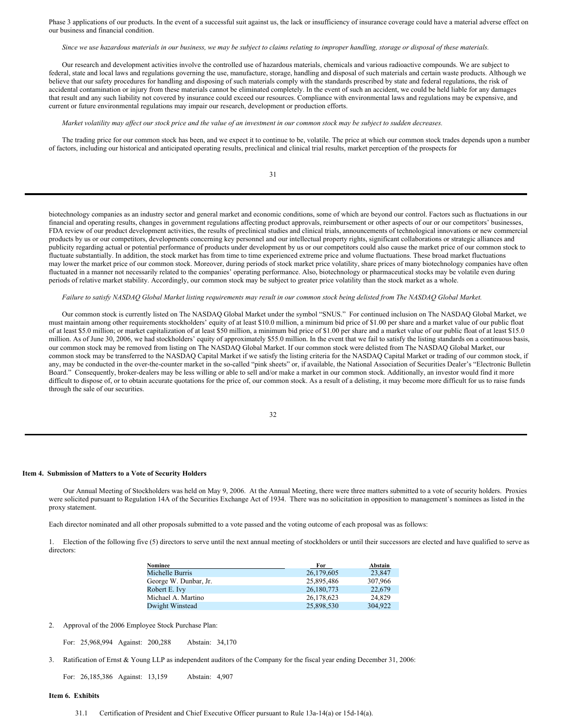Phase 3 applications of our products. In the event of a successful suit against us, the lack or insufficiency of insurance coverage could have a material adverse effect on our business and financial condition.

*Since we use hazardous materials in our business, we may be subject to claims relating to improper handling, storage or disposal of these materials.*

Our research and development activities involve the controlled use of hazardous materials, chemicals and various radioactive compounds. We are subject to federal, state and local laws and regulations governing the use, manufacture, storage, handling and disposal of such materials and certain waste products. Although we believe that our safety procedures for handling and disposing of such materials comply with the standards prescribed by state and federal regulations, the risk of accidental contamination or injury from these materials cannot be eliminated completely. In the event of such an accident, we could be held liable for any damages that result and any such liability not covered by insurance could exceed our resources. Compliance with environmental laws and regulations may be expensive, and current or future environmental regulations may impair our research, development or production efforts.

*Market volatility may affect our stock price and the value of an investment in our common stock may be subject to sudden decreases.*

The trading price for our common stock has been, and we expect it to continue to be, volatile. The price at which our common stock trades depends upon a number of factors, including our historical and anticipated operating results, preclinical and clinical trial results, market perception of the prospects for biotechnology companies as an industry sector and general market and economic conditions, some of which are beyond our control. Factors such as fluctuations in our financial and operating results, changes in government regulations affecting product approvals, reimbursement or other aspects of our or our competitors' businesses, FDA review of our product development activities, the results of preclinical studies and clinical trials, announcements of technological innovations or new commercial products by us or our competitors, developments concerning key personnel and our intellectual property rights, significant collaborations or strategic alliances and publicity regarding actual or potential performance of products under development by us or our competitors could also cause the market price of our common stock to fluctuate substantially. In addition, the stock market has from time to time experienced extreme price and volume fluctuations. These broad market fluctuations may lower the market price of our common stock. Moreover, during periods of stock market price volatility, share prices of many biotechnology companies have often fluctuated in a manner not necessarily related to the companies' operating performance. Also, biotechnology or pharmaceutical stocks may be volatile even during periods of relative market stability. Accordingly, our common stock may be subject to greater price volatility than the stock market as a whole.

*Failure to satisfy NASDAQ Global Market listing requirements may result in our common stock being delisted from The NASDAQ Global Market.*

Our common stock is currently listed on The NASDAQ Global Market under the symbol "SNUS." For continued inclusion on The NASDAQ Global Market, we must maintain among other requirements stockholders' equity of at least $10.0 million, a minimum bid price of $1.00 per share and a market value of our public float of at least $5.0 million; or market capitalization of at least $50 million, a minimum bid price of $1.00 per share and a market value of our public float of at least $15.0 million. As of June 30, 2006, we had stockholders' equity of approximately $55.0 million. In the event that we fail to satisfy the listing standards on a continuous basis, our common stock may be removed from listing on The NASDAQ Global Market. If our common stock were delisted from The NASDAQ Global Market, our common stock may be transferred to the NASDAQ Capital Market if we satisfy the listing criteria for the NASDAQ Capital Market or trading of our common stock, if any, may be conducted in the over-the-counter market in the so-called "pink sheets" or, if available, the National Association of Securities Dealer's "Electronic Bulletin Board." Consequently, broker-dealers may be less willing or able to sell and/or make a market in our common stock. Additionally, an investor would find it more difficult to dispose of, or to obtain accurate quotations for the price of, our common stock. As a result of a delisting, it may become more difficult for us to raise funds through the sale of our securities.

**Item 4. Submission of Matters to a Vote of Security Holders**

Our Annual Meeting of Stockholders was held on May 9, 2006. At the Annual Meeting, there were three matters submitted to a vote of security holders. Proxies were solicited pursuant to Regulation 14A of the Securities Exchange Act of 1934. There was no solicitation in opposition to management's nominees as listed in the proxy statement.

Each director nominated and all other proposals submitted to a vote passed and the voting outcome of each proposal was as follows:

1. Election of the following five (5) directors to serve until the next annual meeting of stockholders or until their successors are elected and have qualified to serve as directors:

| Nominee | For | Abstain |
|---|---|---|
| Michelle Burris | 26,179,605 | 23,847 |
| George W. Dunbar, Jr. | 25,895,486 | 307,966 |
| Robert E. Ivy | 26,180,773 | 22,679 |
| Michael A. Martino | 26,178,623 | 24,829 |
| Dwight Winstead | 25,898,530 | 304,922 |

2. Approval of the 2006 Employee Stock Purchase Plan:

For: 25,968,994 Against: 200,288 Abstain: 34,170

3. Ratification of Ernst & Young LLP as independent auditors of the Company for the fiscal year ending December 31, 2006:

For: 26,185,386 Against: 13,159 Abstain: 4,907

**Item 6. Exhibits**

31.1 Certification of President and Chief Executive Officer pursuant to Rule 13a-14(a) or 15d-14(a).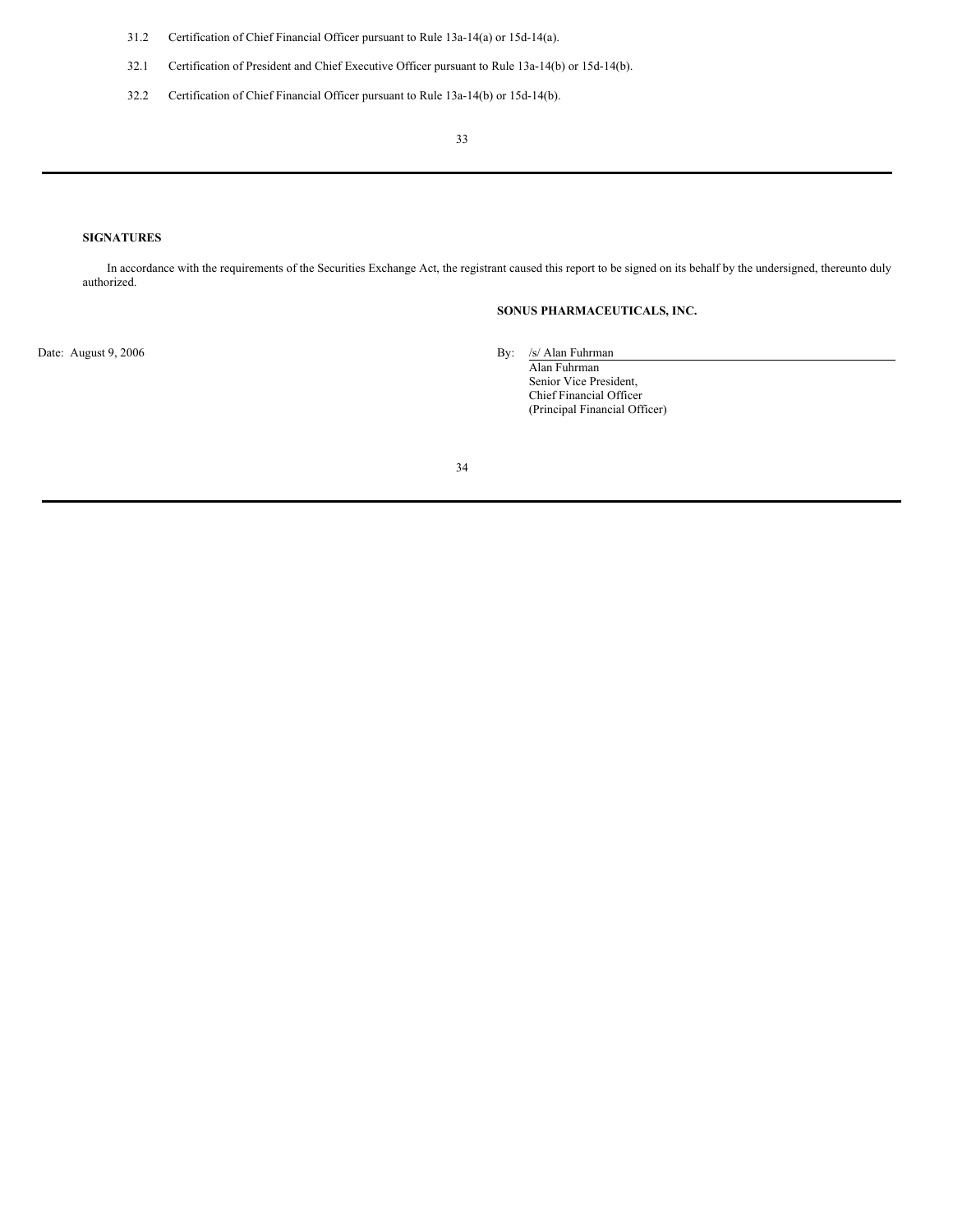| | |
|---|---|
| 31.2 | Certification of Chief Financial Officer pursuant to Rule 13a-14(a) or 15d-14(a). |
| 32.1 | Certification of President and Chief Executive Officer pursuant to Rule 13a-14(b) or 15d-14(b). |
| 32.2 | Certification of Chief Financial Officer pursuant to Rule 13a-14(b) or 15d-14(b). |

**SIGNATURES**

In accordance with the requirements of the Securities Exchange Act, the registrant caused this report to be signed on its behalf by the undersigned, thereunto duly authorized.

**SONUS PHARMACEUTICALS, INC.**

Date: August 9, 2006

By: /s/ Alan Fuhrman
Alan Fuhrman
Senior Vice President,
Chief Financial Officer
(Principal Financial Officer)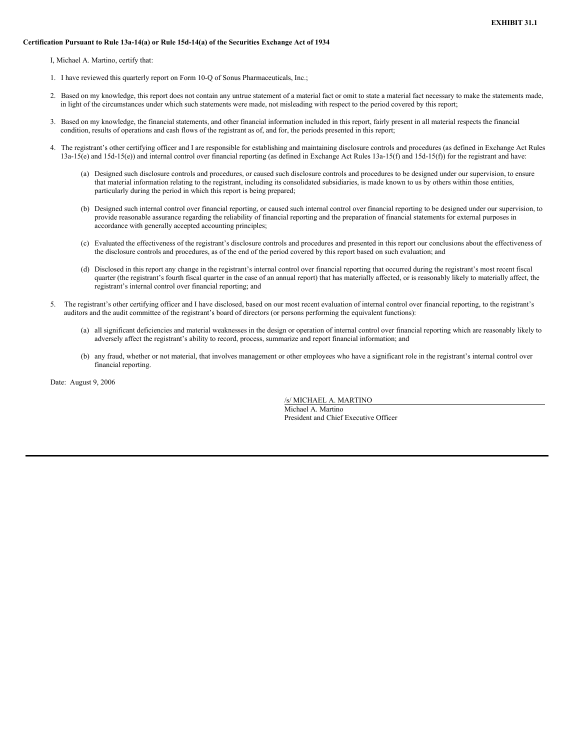**EXHIBIT 31.1**

**Certification Pursuant to Rule 13a-14(a) or Rule 15d-14(a) of the Securities Exchange Act of 1934**

I, Michael A. Martino, certify that:

1. I have reviewed this quarterly report on Form 10-Q of Sonus Pharmaceuticals, Inc.;

2. Based on my knowledge, this report does not contain any untrue statement of a material fact or omit to state a material fact necessary to make the statements made, in light of the circumstances under which such statements were made, not misleading with respect to the period covered by this report;

3. Based on my knowledge, the financial statements, and other financial information included in this report, fairly present in all material respects the financial condition, results of operations and cash flows of the registrant as of, and for, the periods presented in this report;

4. The registrant's other certifying officer and I are responsible for establishing and maintaining disclosure controls and procedures (as defined in Exchange Act Rules 13a-15(e) and 15d-15(e)) and internal control over financial reporting (as defined in Exchange Act Rules 13a-15(f) and 15d-15(f)) for the registrant and have:

   (a) Designed such disclosure controls and procedures, or caused such disclosure controls and procedures to be designed under our supervision, to ensure that material information relating to the registrant, including its consolidated subsidiaries, is made known to us by others within those entities, particularly during the period in which this report is being prepared;

   (b) Designed such internal control over financial reporting, or caused such internal control over financial reporting to be designed under our supervision, to provide reasonable assurance regarding the reliability of financial reporting and the preparation of financial statements for external purposes in accordance with generally accepted accounting principles;

   (c) Evaluated the effectiveness of the registrant's disclosure controls and procedures and presented in this report our conclusions about the effectiveness of the disclosure controls and procedures, as of the end of the period covered by this report based on such evaluation; and

   (d) Disclosed in this report any change in the registrant's internal control over financial reporting that occurred during the registrant's most recent fiscal quarter (the registrant's fourth fiscal quarter in the case of an annual report) that has materially affected, or is reasonably likely to materially affect, the registrant's internal control over financial reporting; and

5. The registrant's other certifying officer and I have disclosed, based on our most recent evaluation of internal control over financial reporting, to the registrant's auditors and the audit committee of the registrant's board of directors (or persons performing the equivalent functions):

   (a) all significant deficiencies and material weaknesses in the design or operation of internal control over financial reporting which are reasonably likely to adversely affect the registrant's ability to record, process, summarize and report financial information; and

   (b) any fraud, whether or not material, that involves management or other employees who have a significant role in the registrant's internal control over financial reporting.

Date: August 9, 2006

/s/ MICHAEL A. MARTINO
Michael A. Martino
President and Chief Executive Officer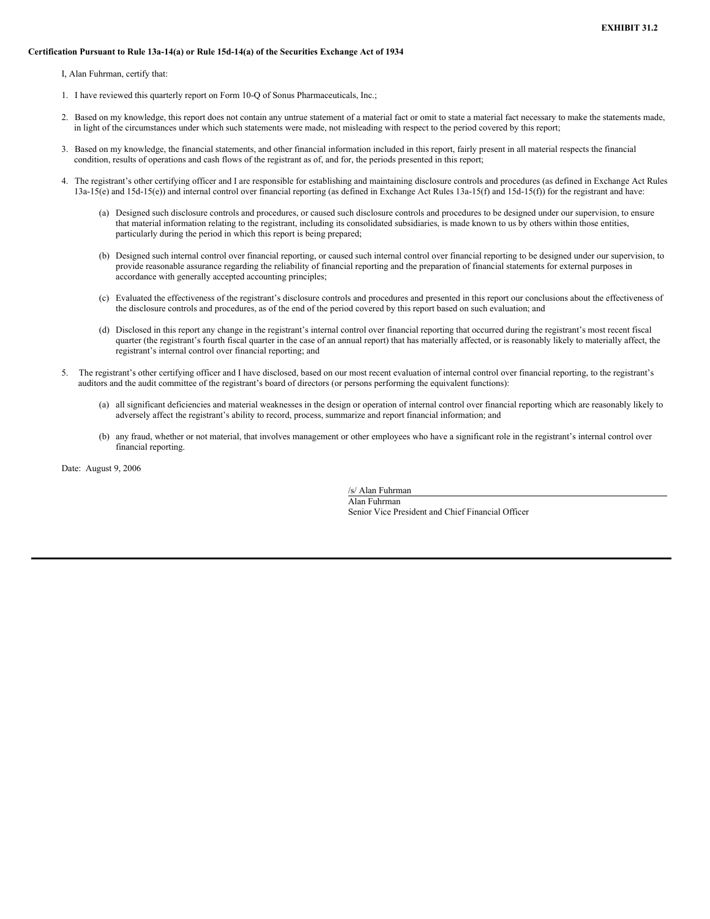**EXHIBIT 31.2**

**Certification Pursuant to Rule 13a-14(a) or Rule 15d-14(a) of the Securities Exchange Act of 1934**

I, Alan Fuhrman, certify that:

1. I have reviewed this quarterly report on Form 10-Q of Sonus Pharmaceuticals, Inc.;

2. Based on my knowledge, this report does not contain any untrue statement of a material fact or omit to state a material fact necessary to make the statements made, in light of the circumstances under which such statements were made, not misleading with respect to the period covered by this report;

3. Based on my knowledge, the financial statements, and other financial information included in this report, fairly present in all material respects the financial condition, results of operations and cash flows of the registrant as of, and for, the periods presented in this report;

4. The registrant's other certifying officer and I are responsible for establishing and maintaining disclosure controls and procedures (as defined in Exchange Act Rules 13a-15(e) and 15d-15(e)) and internal control over financial reporting (as defined in Exchange Act Rules 13a-15(f) and 15d-15(f)) for the registrant and have:

   (a) Designed such disclosure controls and procedures, or caused such disclosure controls and procedures to be designed under our supervision, to ensure that material information relating to the registrant, including its consolidated subsidiaries, is made known to us by others within those entities, particularly during the period in which this report is being prepared;

   (b) Designed such internal control over financial reporting, or caused such internal control over financial reporting to be designed under our supervision, to provide reasonable assurance regarding the reliability of financial reporting and the preparation of financial statements for external purposes in accordance with generally accepted accounting principles;

   (c) Evaluated the effectiveness of the registrant's disclosure controls and procedures and presented in this report our conclusions about the effectiveness of the disclosure controls and procedures, as of the end of the period covered by this report based on such evaluation; and

   (d) Disclosed in this report any change in the registrant's internal control over financial reporting that occurred during the registrant's most recent fiscal quarter (the registrant's fourth fiscal quarter in the case of an annual report) that has materially affected, or is reasonably likely to materially affect, the registrant's internal control over financial reporting; and

5. The registrant's other certifying officer and I have disclosed, based on our most recent evaluation of internal control over financial reporting, to the registrant's auditors and the audit committee of the registrant's board of directors (or persons performing the equivalent functions):

   (a) all significant deficiencies and material weaknesses in the design or operation of internal control over financial reporting which are reasonably likely to adversely affect the registrant's ability to record, process, summarize and report financial information; and

   (b) any fraud, whether or not material, that involves management or other employees who have a significant role in the registrant's internal control over financial reporting.

Date: August 9, 2006

/s/ Alan Fuhrman

Alan Fuhrman
Senior Vice President and Chief Financial Officer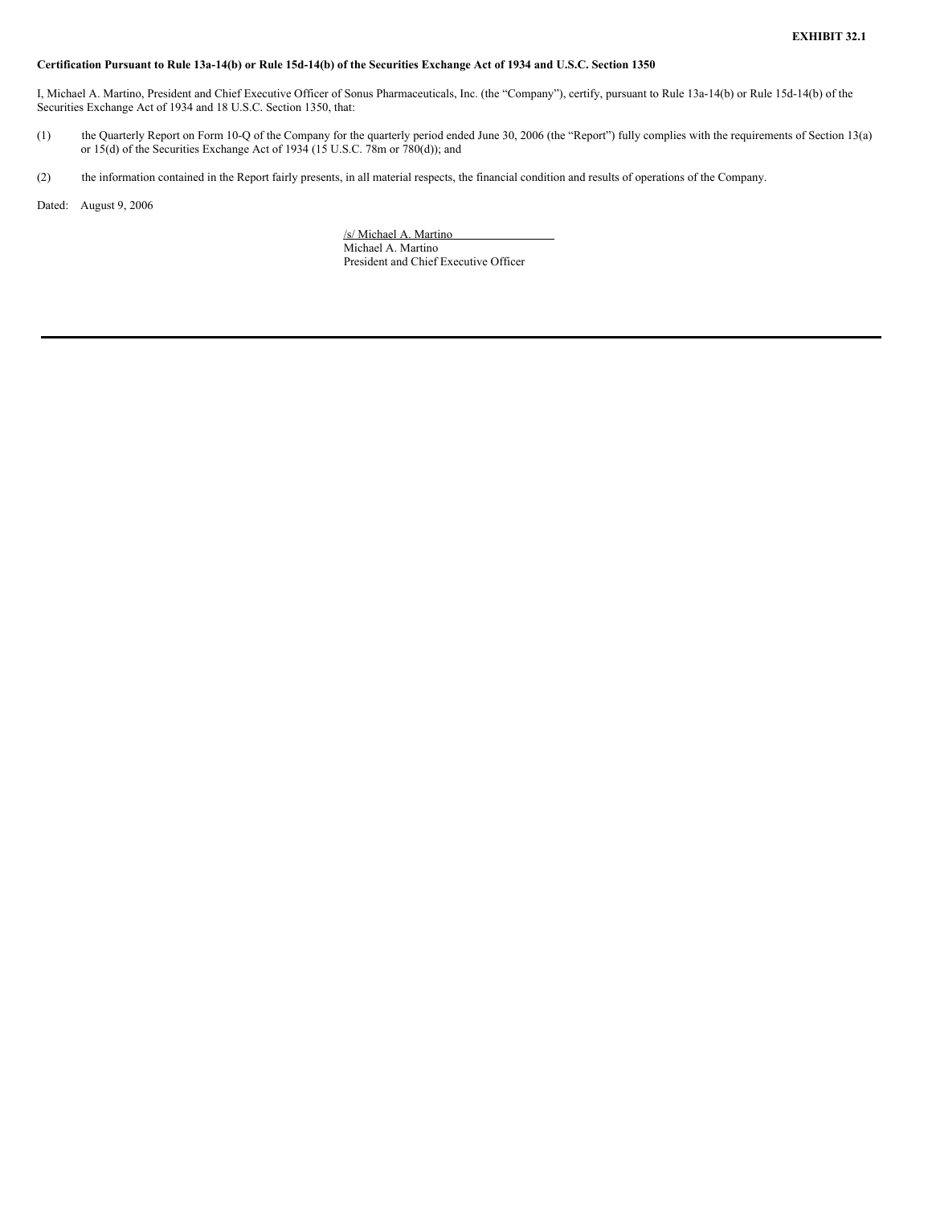**EXHIBIT 32.1**

**Certification Pursuant to Rule 13a-14(b) or Rule 15d-14(b) of the Securities Exchange Act of 1934 and U.S.C. Section 1350**

I, Michael A. Martino, President and Chief Executive Officer of Sonus Pharmaceuticals, Inc. (the "Company"), certify, pursuant to Rule 13a-14(b) or Rule 15d-14(b) of the Securities Exchange Act of 1934 and 18 U.S.C. Section 1350, that:

(1) the Quarterly Report on Form 10-Q of the Company for the quarterly period ended June 30, 2006 (the "Report") fully complies with the requirements of Section 13(a) or 15(d) of the Securities Exchange Act of 1934 (15 U.S.C. 78m or 780(d)); and

(2) the information contained in the Report fairly presents, in all material respects, the financial condition and results of operations of the Company.

Dated: August 9, 2006

/s/ Michael A. Martino
Michael A. Martino
President and Chief Executive Officer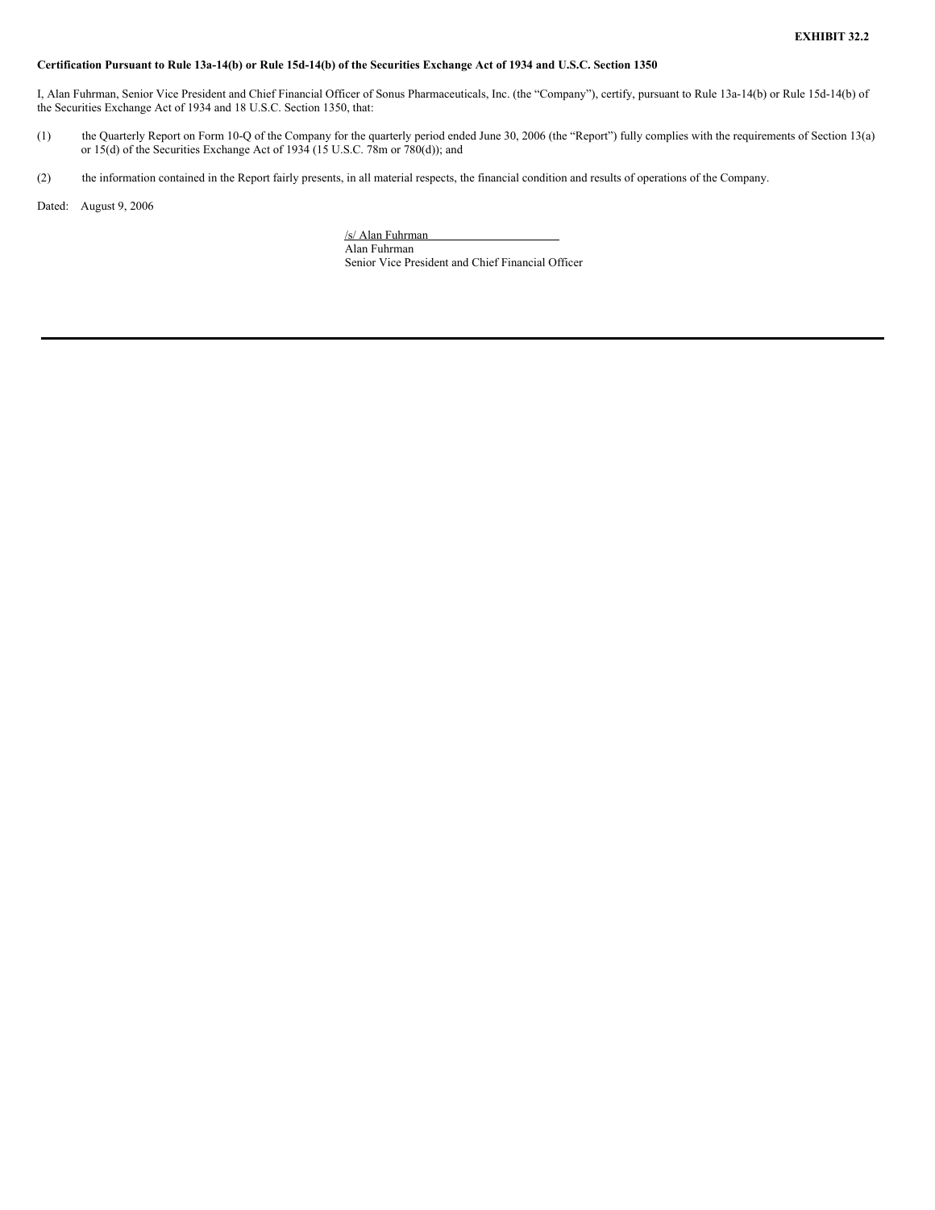**EXHIBIT 32.2**

**Certification Pursuant to Rule 13a-14(b) or Rule 15d-14(b) of the Securities Exchange Act of 1934 and U.S.C. Section 1350**

I, Alan Fuhrman, Senior Vice President and Chief Financial Officer of Sonus Pharmaceuticals, Inc. (the "Company"), certify, pursuant to Rule 13a-14(b) or Rule 15d-14(b) of the Securities Exchange Act of 1934 and 18 U.S.C. Section 1350, that:

(1) the Quarterly Report on Form 10-Q of the Company for the quarterly period ended June 30, 2006 (the "Report") fully complies with the requirements of Section 13(a) or 15(d) of the Securities Exchange Act of 1934 (15 U.S.C. 78m or 780(d)); and

(2) the information contained in the Report fairly presents, in all material respects, the financial condition and results of operations of the Company.

Dated: August 9, 2006

/s/ Alan Fuhrman
Alan Fuhrman
Senior Vice President and Chief Financial Officer